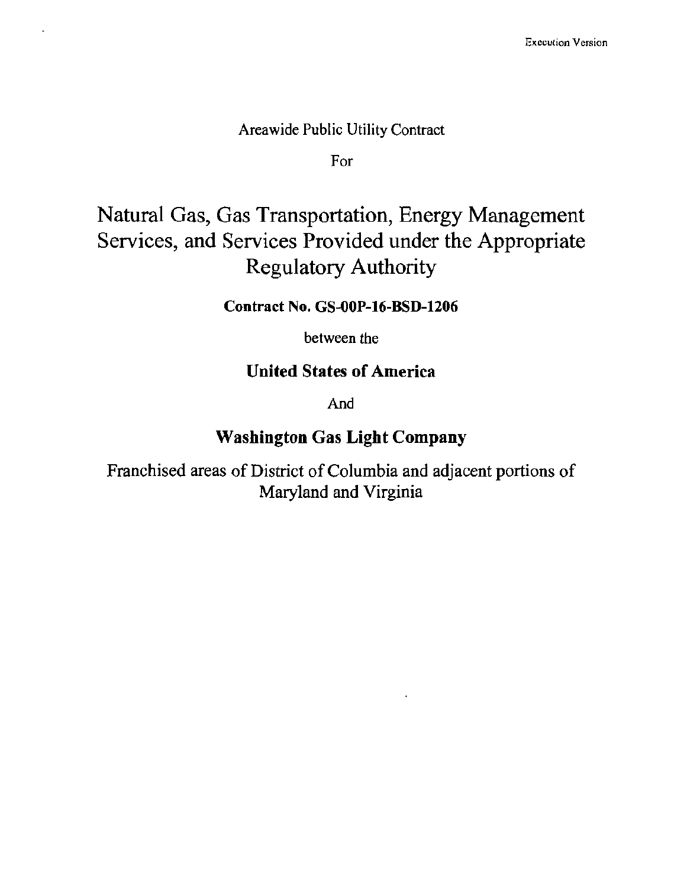Execution Version

Areawide Public Utility Contract

For

# Natural Gas, Gas Transportation, Energy Management Services, and Services Provided under the Appropriate Regulatory Authority

**Contract No. GS-00P-16-BSD-1206**

between the

**United States of America**

And

**Washington Gas Light Company**

Franchised areas of District of Columbia and adjacent portions of Maryland and Virginia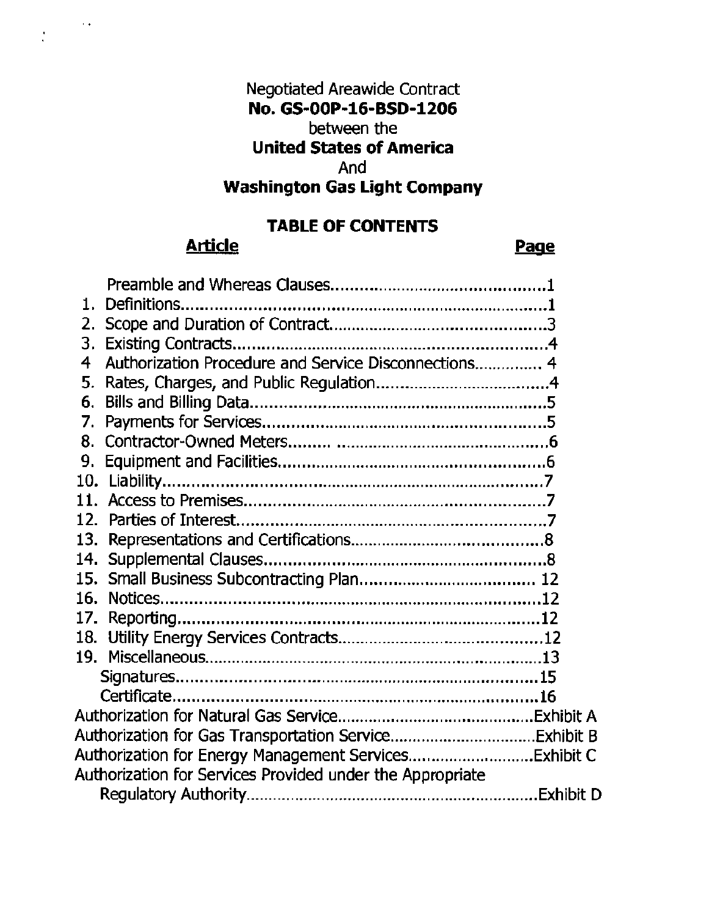Negotiated Areawide Contract

**No. GS-00P-16-BSD-1206**

between the

**United States of America**

And

**Washington Gas Light Company**

## TABLE OF CONTENTS

| Article | Page |
|---|---|
| Preamble and Whereas Clauses | 1 |
| 1. Definitions | 1 |
| 2. Scope and Duration of Contract | 3 |
| 3. Existing Contracts | 4 |
| 4 Authorization Procedure and Service Disconnections | 4 |
| 5. Rates, Charges, and Public Regulation | 4 |
| 6. Bills and Billing Data | 5 |
| 7. Payments for Services | 5 |
| 8. Contractor-Owned Meters | 6 |
| 9. Equipment and Facilities | 6 |
| 10. Liability | 7 |
| 11. Access to Premises | 7 |
| 12. Parties of Interest | 7 |
| 13. Representations and Certifications | 8 |
| 14. Supplemental Clauses | 8 |
| 15. Small Business Subcontracting Plan | 12 |
| 16. Notices | 12 |
| 17. Reporting | 12 |
| 18. Utility Energy Services Contracts | 12 |
| 19. Miscellaneous | 13 |
| Signatures | 15 |
| Certificate | 16 |
| Authorization for Natural Gas Service | Exhibit A |
| Authorization for Gas Transportation Service | Exhibit B |
| Authorization for Energy Management Services | Exhibit C |
| Authorization for Services Provided under the Appropriate Regulatory Authority | Exhibit D |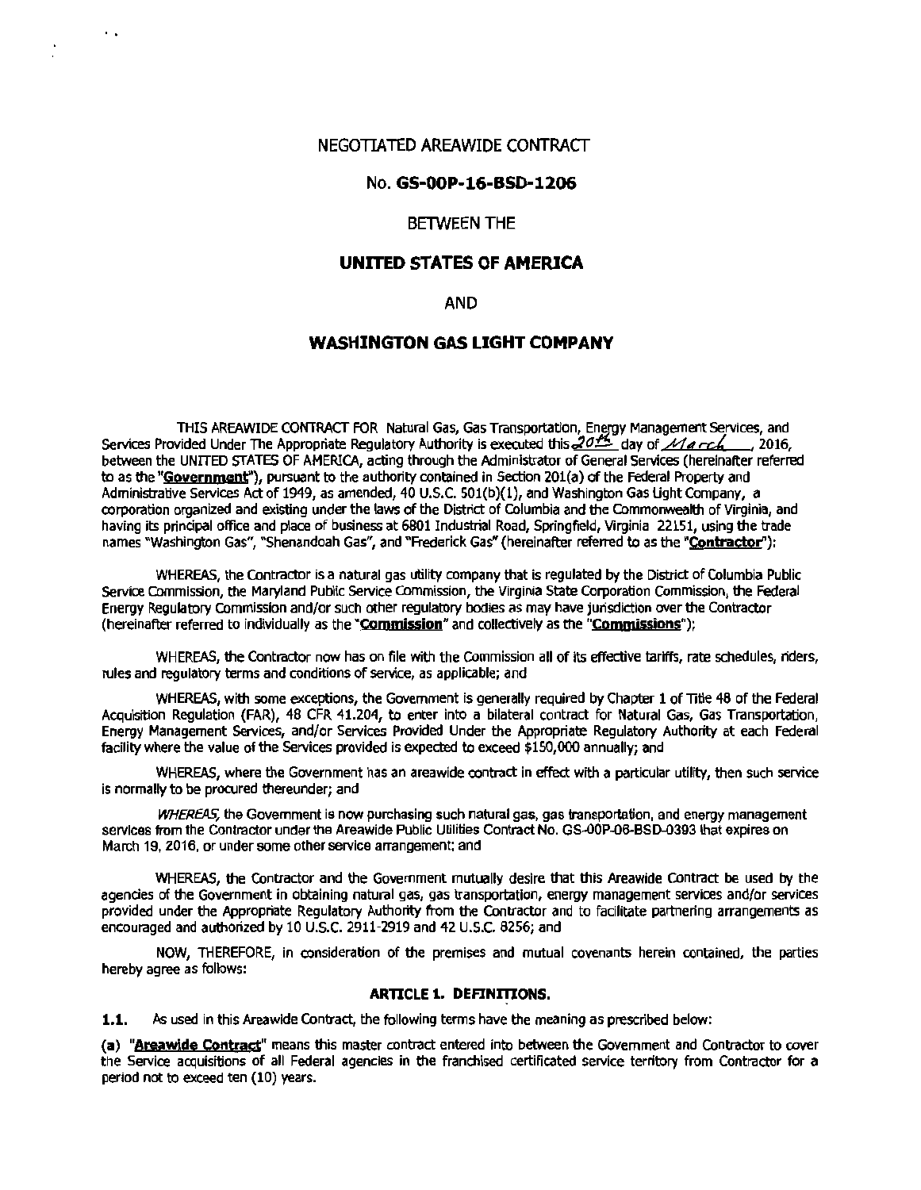NEGOTIATED AREAWIDE CONTRACT

No. **GS-00P-16-BSD-1206**

BETWEEN THE

**UNITED STATES OF AMERICA**

AND

**WASHINGTON GAS LIGHT COMPANY**

THIS AREAWIDE CONTRACT FOR Natural Gas, Gas Transportation, Energy Management Services, and Services Provided Under The Appropriate Regulatory Authority is executed this 20th day of March, 2016, between the UNITED STATES OF AMERICA, acting through the Administrator of General Services (hereinafter referred to as the "**Government**"), pursuant to the authority contained in Section 201(a) of the Federal Property and Administrative Services Act of 1949, as amended, 40 U.S.C. 501(b)(1), and Washington Gas Light Company, a corporation organized and existing under the laws of the District of Columbia and the Commonwealth of Virginia, and having its principal office and place of business at 6801 Industrial Road, Springfield, Virginia 22151, using the trade names "Washington Gas", "Shenandoah Gas", and "Frederick Gas" (hereinafter referred to as the "**Contractor**"):

WHEREAS, the Contractor is a natural gas utility company that is regulated by the District of Columbia Public Service Commission, the Maryland Public Service Commission, the Virginia State Corporation Commission, the Federal Energy Regulatory Commission and/or such other regulatory bodies as may have jurisdiction over the Contractor (hereinafter referred to individually as the "**Commission**" and collectively as the "**Commissions**");

WHEREAS, the Contractor now has on file with the Commission all of its effective tariffs, rate schedules, riders, rules and regulatory terms and conditions of service, as applicable; and

WHEREAS, with some exceptions, the Government is generally required by Chapter 1 of Title 48 of the Federal Acquisition Regulation (FAR), 48 CFR 41.204, to enter into a bilateral contract for Natural Gas, Gas Transportation, Energy Management Services, and/or Services Provided Under the Appropriate Regulatory Authority at each Federal facility where the value of the Services provided is expected to exceed $150,000 annually; and

WHEREAS, where the Government has an areawide contract in effect with a particular utility, then such service is normally to be procured thereunder; and

*WHEREAS*, the Government is now purchasing such natural gas, gas transportation, and energy management services from the Contractor under the Areawide Public Utilities Contract No. GS-00P-06-BSD-0393 that expires on March 19, 2016, or under some other service arrangement; and

WHEREAS, the Contractor and the Government mutually desire that this Areawide Contract be used by the agencies of the Government in obtaining natural gas, gas transportation, energy management services and/or services provided under the Appropriate Regulatory Authority from the Contractor and to facilitate partnering arrangements as encouraged and authorized by 10 U.S.C. 2911-2919 and 42 U.S.C. 8256; and

NOW, THEREFORE, in consideration of the premises and mutual covenants herein contained, the parties hereby agree as follows:

## ARTICLE 1. DEFINITIONS.

**1.1.** As used in this Areawide Contract, the following terms have the meaning as prescribed below:

**(a)** "**Areawide Contract**" means this master contract entered into between the Government and Contractor to cover the Service acquisitions of all Federal agencies in the franchised certificated service territory from Contractor for a period not to exceed ten (10) years.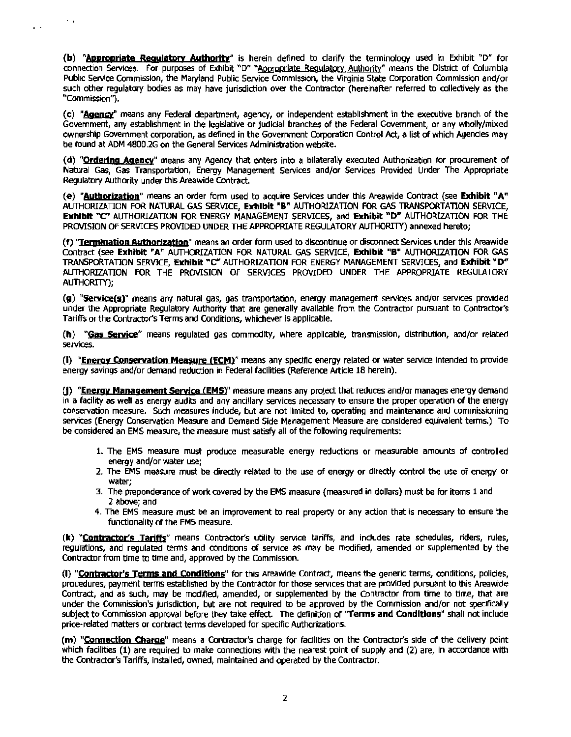(b) "**Appropriate Regulatory Authority**" is herein defined to clarify the terminology used in Exhibit "D" for connection Services. For purposes of Exhibit "D" "Appropriate Regulatory Authority" means the District of Columbia Public Service Commission, the Maryland Public Service Commission, the Virginia State Corporation Commission and/or such other regulatory bodies as may have jurisdiction over the Contractor (hereinafter referred to collectively as the "Commission").

(c) "**Agency**" means any Federal department, agency, or independent establishment in the executive branch of the Government, any establishment in the legislative or judicial branches of the Federal Government, or any wholly/mixed ownership Government corporation, as defined in the Government Corporation Control Act, a list of which Agencies may be found at ADM 4800.2G on the General Services Administration website.

(d) "**Ordering Agency**" means any Agency that enters into a bilaterally executed Authorization for procurement of Natural Gas, Gas Transportation, Energy Management Services and/or Services Provided Under The Appropriate Regulatory Authority under this Areawide Contract.

(e) "**Authorization**" means an order form used to acquire Services under this Areawide Contract (see **Exhibit "A"** AUTHORIZATION FOR NATURAL GAS SERVICE, **Exhibit "B"** AUTHORIZATION FOR GAS TRANSPORTATION SERVICE, **Exhibit "C"** AUTHORIZATION FOR ENERGY MANAGEMENT SERVICES, and **Exhibit "D"** AUTHORIZATION FOR THE PROVISION OF SERVICES PROVIDED UNDER THE APPROPRIATE REGULATORY AUTHORITY) annexed hereto;

(f) "**Termination Authorization**" means an order form used to discontinue or disconnect Services under this Areawide Contract (see **Exhibit "A"** AUTHORIZATION FOR NATURAL GAS SERVICE, **Exhibit "B"** AUTHORIZATION FOR GAS TRANSPORTATION SERVICE, **Exhibit "C"** AUTHORIZATION FOR ENERGY MANAGEMENT SERVICES, and **Exhibit "D"** AUTHORIZATION FOR THE PROVISION OF SERVICES PROVIDED UNDER THE APPROPRIATE REGULATORY AUTHORITY);

(g) "**Service(s)**" means any natural gas, gas transportation, energy management services and/or services provided under the Appropriate Regulatory Authority that are generally available from the Contractor pursuant to Contractor's Tariffs or the Contractor's Terms and Conditions, whichever is applicable.

(h) "**Gas Service**" means regulated gas commodity, where applicable, transmission, distribution, and/or related services.

(i) "**Energy Conservation Measure (ECM)**" means any specific energy related or water service intended to provide energy savings and/or demand reduction in Federal facilities (Reference Article 18 herein).

(j) "**Energy Management Service (EMS)**" measure means any project that reduces and/or manages energy demand in a facility as well as energy audits and any ancillary services necessary to ensure the proper operation of the energy conservation measure. Such measures include, but are not limited to, operating and maintenance and commissioning services (Energy Conservation Measure and Demand Side Management Measure are considered equivalent terms.) To be considered an EMS measure, the measure must satisfy all of the following requirements:

1. The EMS measure must produce measurable energy reductions or measurable amounts of controlled energy and/or water use;
2. The EMS measure must be directly related to the use of energy or directly control the use of energy or water;
3. The preponderance of work covered by the EMS measure (measured in dollars) must be for items 1 and 2 above; and
4. The EMS measure must be an improvement to real property or any action that is necessary to ensure the functionality of the EMS measure.

(k) "**Contractor's Tariffs**" means Contractor's utility service tariffs, and includes rate schedules, riders, rules, regulations, and regulated terms and conditions of service as may be modified, amended or supplemented by the Contractor from time to time and, approved by the Commission.

(l) "**Contractor's Terms and Conditions**" for this Areawide Contract, means the generic terms, conditions, policies, procedures, payment terms established by the Contractor for those services that are provided pursuant to this Areawide Contract, and as such, may be modified, amended, or supplemented by the Contractor from time to time, that are under the Commission's jurisdiction, but are not required to be approved by the Commission and/or not specifically subject to Commission approval before they take effect. The definition of "**Terms and Conditions**" shall not include price-related matters or contract terms developed for specific Authorizations.

(m) "**Connection Charge**" means a Contractor's charge for facilities on the Contractor's side of the delivery point which facilities (1) are required to make connections with the nearest point of supply and (2) are, in accordance with the Contractor's Tariffs, installed, owned, maintained and operated by the Contractor.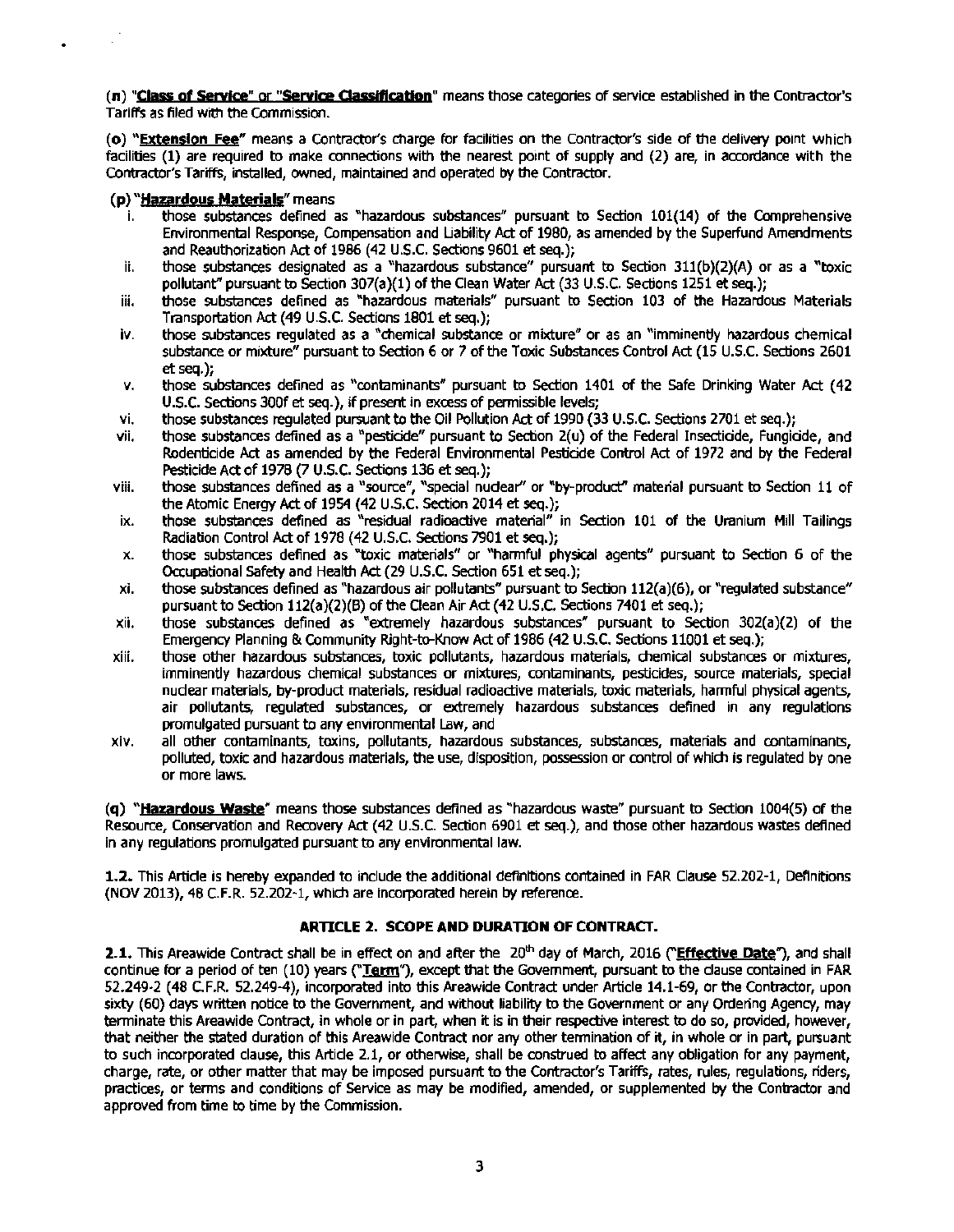(n) "**Class of Service**" or "**Service Classification**" means those categories of service established in the Contractor's Tariffs as filed with the Commission.

(o) "**Extension Fee**" means a Contractor's charge for facilities on the Contractor's side of the delivery point which facilities (1) are required to make connections with the nearest point of supply and (2) are, in accordance with the Contractor's Tariffs, installed, owned, maintained and operated by the Contractor.

(p) "**Hazardous Materials**" means

i. those substances defined as "hazardous substances" pursuant to Section 101(14) of the Comprehensive Environmental Response, Compensation and Liability Act of 1980, as amended by the Superfund Amendments and Reauthorization Act of 1986 (42 U.S.C. Sections 9601 et seq.);

ii. those substances designated as a "hazardous substance" pursuant to Section 311(b)(2)(A) or as a "toxic pollutant" pursuant to Section 307(a)(1) of the Clean Water Act (33 U.S.C. Sections 1251 et seq.);

iii. those substances defined as "hazardous materials" pursuant to Section 103 of the Hazardous Materials Transportation Act (49 U.S.C. Sections 1801 et seq.);

iv. those substances regulated as a "chemical substance or mixture" or as an "imminently hazardous chemical substance or mixture" pursuant to Section 6 or 7 of the Toxic Substances Control Act (15 U.S.C. Sections 2601 et seq.);

v. those substances defined as "contaminants" pursuant to Section 1401 of the Safe Drinking Water Act (42 U.S.C. Sections 300f et seq.), if present in excess of permissible levels;

vi. those substances regulated pursuant to the Oil Pollution Act of 1990 (33 U.S.C. Sections 2701 et seq.);

vii. those substances defined as a "pesticide" pursuant to Section 2(u) of the Federal Insecticide, Fungicide, and Rodenticide Act as amended by the Federal Environmental Pesticide Control Act of 1972 and by the Federal Pesticide Act of 1978 (7 U.S.C. Sections 136 et seq.);

viii. those substances defined as a "source", "special nuclear" or "by-product" material pursuant to Section 11 of the Atomic Energy Act of 1954 (42 U.S.C. Section 2014 et seq.);

ix. those substances defined as "residual radioactive material" in Section 101 of the Uranium Mill Tailings Radiation Control Act of 1978 (42 U.S.C. Sections 7901 et seq.);

x. those substances defined as "toxic materials" or "harmful physical agents" pursuant to Section 6 of the Occupational Safety and Health Act (29 U.S.C. Section 651 et seq.);

xi. those substances defined as "hazardous air pollutants" pursuant to Section 112(a)(6), or "regulated substance" pursuant to Section 112(a)(2)(B) of the Clean Air Act (42 U.S.C. Sections 7401 et seq.);

xii. those substances defined as "extremely hazardous substances" pursuant to Section 302(a)(2) of the Emergency Planning & Community Right-to-Know Act of 1986 (42 U.S.C. Sections 11001 et seq.);

xiii. those other hazardous substances, toxic pollutants, hazardous materials, chemical substances or mixtures, imminently hazardous chemical substances or mixtures, contaminants, pesticides, source materials, special nuclear materials, by-product materials, residual radioactive materials, toxic materials, harmful physical agents, air pollutants, regulated substances, or extremely hazardous substances defined in any regulations promulgated pursuant to any environmental Law, and

xiv. all other contaminants, toxins, pollutants, hazardous substances, substances, materials and contaminants, polluted, toxic and hazardous materials, the use, disposition, possession or control of which is regulated by one or more laws.

(q) "**Hazardous Waste**" means those substances defined as "hazardous waste" pursuant to Section 1004(5) of the Resource, Conservation and Recovery Act (42 U.S.C. Section 6901 et seq.), and those other hazardous wastes defined in any regulations promulgated pursuant to any environmental law.

**1.2.** This Article is hereby expanded to include the additional definitions contained in FAR Clause 52.202-1, Definitions (NOV 2013), 48 C.F.R. 52.202-1, which are incorporated herein by reference.

## ARTICLE 2. SCOPE AND DURATION OF CONTRACT.

**2.1.** This Areawide Contract shall be in effect on and after the 20th day of March, 2016 ("**Effective Date**"), and shall continue for a period of ten (10) years ("**Term**"), except that the Government, pursuant to the clause contained in FAR 52.249-2 (48 C.F.R. 52.249-4), incorporated into this Areawide Contract under Article 14.1-69, or the Contractor, upon sixty (60) days written notice to the Government, and without liability to the Government or any Ordering Agency, may terminate this Areawide Contract, in whole or in part, when it is in their respective interest to do so, provided, however, that neither the stated duration of this Areawide Contract nor any other termination of it, in whole or in part, pursuant to such incorporated clause, this Article 2.1, or otherwise, shall be construed to affect any obligation for any payment, charge, rate, or other matter that may be imposed pursuant to the Contractor's Tariffs, rates, rules, regulations, riders, practices, or terms and conditions of Service as may be modified, amended, or supplemented by the Contractor and approved from time to time by the Commission.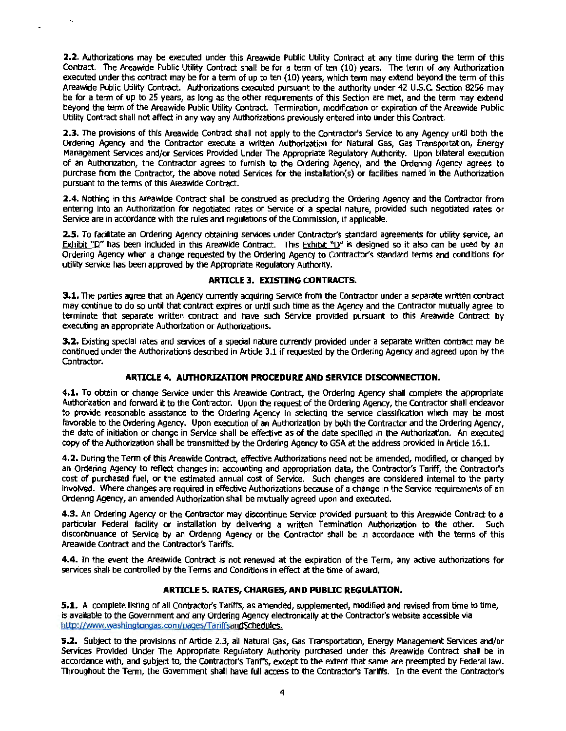**2.2.** Authorizations may be executed under this Areawide Public Utility Contract at any time during the term of this Contract. The Areawide Public Utility Contract shall be for a term of ten (10) years. The term of any Authorization executed under this contract may be for a term of up to ten (10) years, which term may extend beyond the term of this Areawide Public Utility Contract. Authorizations executed pursuant to the authority under 42 U.S.C. Section 8256 may be for a term of up to 25 years, as long as the other requirements of this Section are met, and the term may extend beyond the term of the Areawide Public Utility Contract. Termination, modification or expiration of the Areawide Public Utility Contract shall not affect in any way any Authorizations previously entered into under this Contract.

**2.3.** The provisions of this Areawide Contract shall not apply to the Contractor's Service to any Agency until both the Ordering Agency and the Contractor execute a written Authorization for Natural Gas, Gas Transportation, Energy Management Services and/or Services Provided Under The Appropriate Regulatory Authority. Upon bilateral execution of an Authorization, the Contractor agrees to furnish to the Ordering Agency, and the Ordering Agency agrees to purchase from the Contractor, the above noted Services for the installation(s) or facilities named in the Authorization pursuant to the terms of this Areawide Contract.

**2.4.** Nothing in this Areawide Contract shall be construed as precluding the Ordering Agency and the Contractor from entering into an Authorization for negotiated rates or Service of a special nature, provided such negotiated rates or Service are in accordance with the rules and regulations of the Commission, if applicable.

**2.5.** To facilitate an Ordering Agency obtaining services under Contractor's standard agreements for utility service, an Exhibit "D" has been included in this Areawide Contract. This Exhibit "D" is designed so it also can be used by an Ordering Agency when a change requested by the Ordering Agency to Contractor's standard terms and conditions for utility service has been approved by the Appropriate Regulatory Authority.

### ARTICLE 3. EXISTING CONTRACTS.

**3.1.** The parties agree that an Agency currently acquiring Service from the Contractor under a separate written contract may continue to do so until that contract expires or until such time as the Agency and the Contractor mutually agree to terminate that separate written contract and have such Service provided pursuant to this Areawide Contract by executing an appropriate Authorization or Authorizations.

**3.2.** Existing special rates and services of a special nature currently provided under a separate written contract may be continued under the Authorizations described in Article 3.1 if requested by the Ordering Agency and agreed upon by the Contractor.

### ARTICLE 4. AUTHORIZATION PROCEDURE AND SERVICE DISCONNECTION.

**4.1.** To obtain or change Service under this Areawide Contract, the Ordering Agency shall complete the appropriate Authorization and forward it to the Contractor. Upon the request of the Ordering Agency, the Contractor shall endeavor to provide reasonable assistance to the Ordering Agency in selecting the service classification which may be most favorable to the Ordering Agency. Upon execution of an Authorization by both the Contractor and the Ordering Agency, the date of initiation or change in Service shall be effective as of the date specified in the Authorization. An executed copy of the Authorization shall be transmitted by the Ordering Agency to GSA at the address provided in Article 16.1.

**4.2.** During the Term of this Areawide Contract, effective Authorizations need not be amended, modified, or changed by an Ordering Agency to reflect changes in: accounting and appropriation data, the Contractor's Tariff, the Contractor's cost of purchased fuel, or the estimated annual cost of Service. Such changes are considered internal to the party involved. Where changes are required in effective Authorizations because of a change in the Service requirements of an Ordering Agency, an amended Authorization shall be mutually agreed upon and executed.

**4.3.** An Ordering Agency or the Contractor may discontinue Service provided pursuant to this Areawide Contract to a particular Federal facility or installation by delivering a written Termination Authorization to the other. Such discontinuance of Service by an Ordering Agency or the Contractor shall be in accordance with the terms of this Areawide Contract and the Contractor's Tariffs.

**4.4.** In the event the Areawide Contract is not renewed at the expiration of the Term, any active authorizations for services shall be controlled by the Terms and Conditions in effect at the time of award.

### ARTICLE 5. RATES, CHARGES, AND PUBLIC REGULATION.

**5.1.** A complete listing of all Contractor's Tariffs, as amended, supplemented, modified and revised from time to time, is available to the Government and any Ordering Agency electronically at the Contractor's website accessible via http://www.washingtongas.com/pages/TariffsandSchedules.

**5.2.** Subject to the provisions of Article 2.3, all Natural Gas, Gas Transportation, Energy Management Services and/or Services Provided Under The Appropriate Regulatory Authority purchased under this Areawide Contract shall be in accordance with, and subject to, the Contractor's Tariffs, except to the extent that same are preempted by Federal law. Throughout the Term, the Government shall have full access to the Contractor's Tariffs. In the event the Contractor's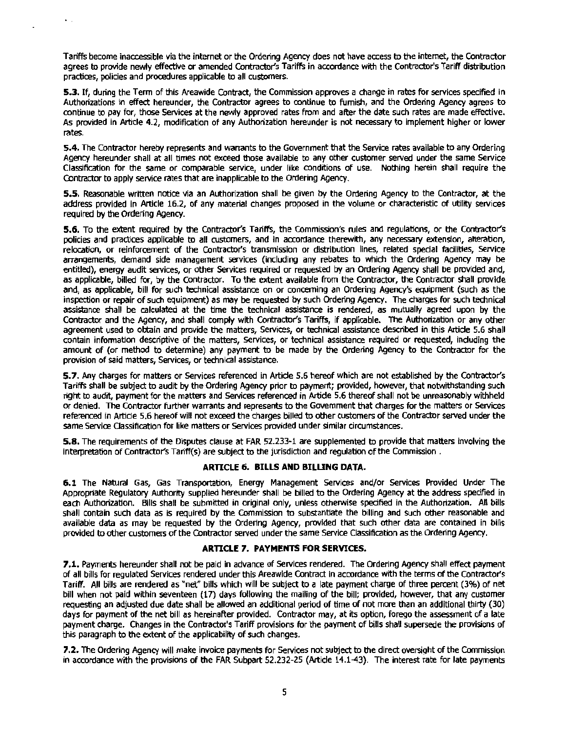Tariffs become inaccessible via the internet or the Ordering Agency does not have access to the internet, the Contractor agrees to provide newly effective or amended Contractor's Tariffs in accordance with the Contractor's Tariff distribution practices, policies and procedures applicable to all customers.

**5.3.** If, during the Term of this Areawide Contract, the Commission approves a change in rates for services specified in Authorizations in effect hereunder, the Contractor agrees to continue to furnish, and the Ordering Agency agrees to continue to pay for, those Services at the newly approved rates from and after the date such rates are made effective. As provided in Article 4.2, modification of any Authorization hereunder is not necessary to implement higher or lower rates.

**5.4.** The Contractor hereby represents and warrants to the Government that the Service rates available to any Ordering Agency hereunder shall at all times not exceed those available to any other customer served under the same Service Classification for the same or comparable service, under like conditions of use. Nothing herein shall require the Contractor to apply service rates that are inapplicable to the Ordering Agency.

**5.5.** Reasonable written notice via an Authorization shall be given by the Ordering Agency to the Contractor, at the address provided in Article 16.2, of any material changes proposed in the volume or characteristic of utility services required by the Ordering Agency.

**5.6.** To the extent required by the Contractor's Tariffs, the Commission's rules and regulations, or the Contractor's policies and practices applicable to all customers, and in accordance therewith, any necessary extension, alteration, relocation, or reinforcement of the Contractor's transmission or distribution lines, related special facilities, Service arrangements, demand side management services (including any rebates to which the Ordering Agency may be entitled), energy audit services, or other Services required or requested by an Ordering Agency shall be provided and, as applicable, billed for, by the Contractor. To the extent available from the Contractor, the Contractor shall provide and, as applicable, bill for such technical assistance on or concerning an Ordering Agency's equipment (such as the inspection or repair of such equipment) as may be requested by such Ordering Agency. The charges for such technical assistance shall be calculated at the time the technical assistance is rendered, as mutually agreed upon by the Contractor and the Agency, and shall comply with Contractor's Tariffs, if applicable. The Authorization or any other agreement used to obtain and provide the matters, Services, or technical assistance described in this Article 5.6 shall contain information descriptive of the matters, Services, or technical assistance required or requested, including the amount of (or method to determine) any payment to be made by the Ordering Agency to the Contractor for the provision of said matters, Services, or technical assistance.

**5.7.** Any charges for matters or Services referenced in Article 5.6 hereof which are not established by the Contractor's Tariffs shall be subject to audit by the Ordering Agency prior to payment; provided, however, that notwithstanding such right to audit, payment for the matters and Services referenced in Article 5.6 thereof shall not be unreasonably withheld or denied. The Contractor further warrants and represents to the Government that charges for the matters or Services referenced in Article 5.6 hereof will not exceed the charges billed to other customers of the Contractor served under the same Service Classification for like matters or Services provided under similar circumstances.

**5.8.** The requirements of the Disputes clause at FAR 52.233-1 are supplemented to provide that matters involving the interpretation of Contractor's Tariff(s) are subject to the jurisdiction and regulation of the Commission .

## ARTICLE 6. BILLS AND BILLING DATA.

**6.1** The Natural Gas, Gas Transportation, Energy Management Services and/or Services Provided Under The Appropriate Regulatory Authority supplied hereunder shall be billed to the Ordering Agency at the address specified in each Authorization. Bills shall be submitted in original only, unless otherwise specified in the Authorization. All bills shall contain such data as is required by the Commission to substantiate the billing and such other reasonable and available data as may be requested by the Ordering Agency, provided that such other data are contained in bills provided to other customers of the Contractor served under the same Service Classification as the Ordering Agency.

## ARTICLE 7. PAYMENTS FOR SERVICES.

**7.1.** Payments hereunder shall not be paid in advance of Services rendered. The Ordering Agency shall effect payment of all bills for regulated Services rendered under this Areawide Contract in accordance with the terms of the Contractor's Tariff. All bills are rendered as "net" bills which will be subject to a late payment charge of three percent (3%) of net bill when not paid within seventeen (17) days following the mailing of the bill; provided, however, that any customer requesting an adjusted due date shall be allowed an additional period of time of not more than an additional thirty (30) days for payment of the net bill as hereinafter provided. Contractor may, at its option, forego the assessment of a late payment charge. Changes in the Contractor's Tariff provisions for the payment of bills shall supersede the provisions of this paragraph to the extent of the applicability of such changes.

**7.2.** The Ordering Agency will make invoice payments for Services not subject to the direct oversight of the Commission in accordance with the provisions of the FAR Subpart 52.232-25 (Article 14.1-43). The interest rate for late payments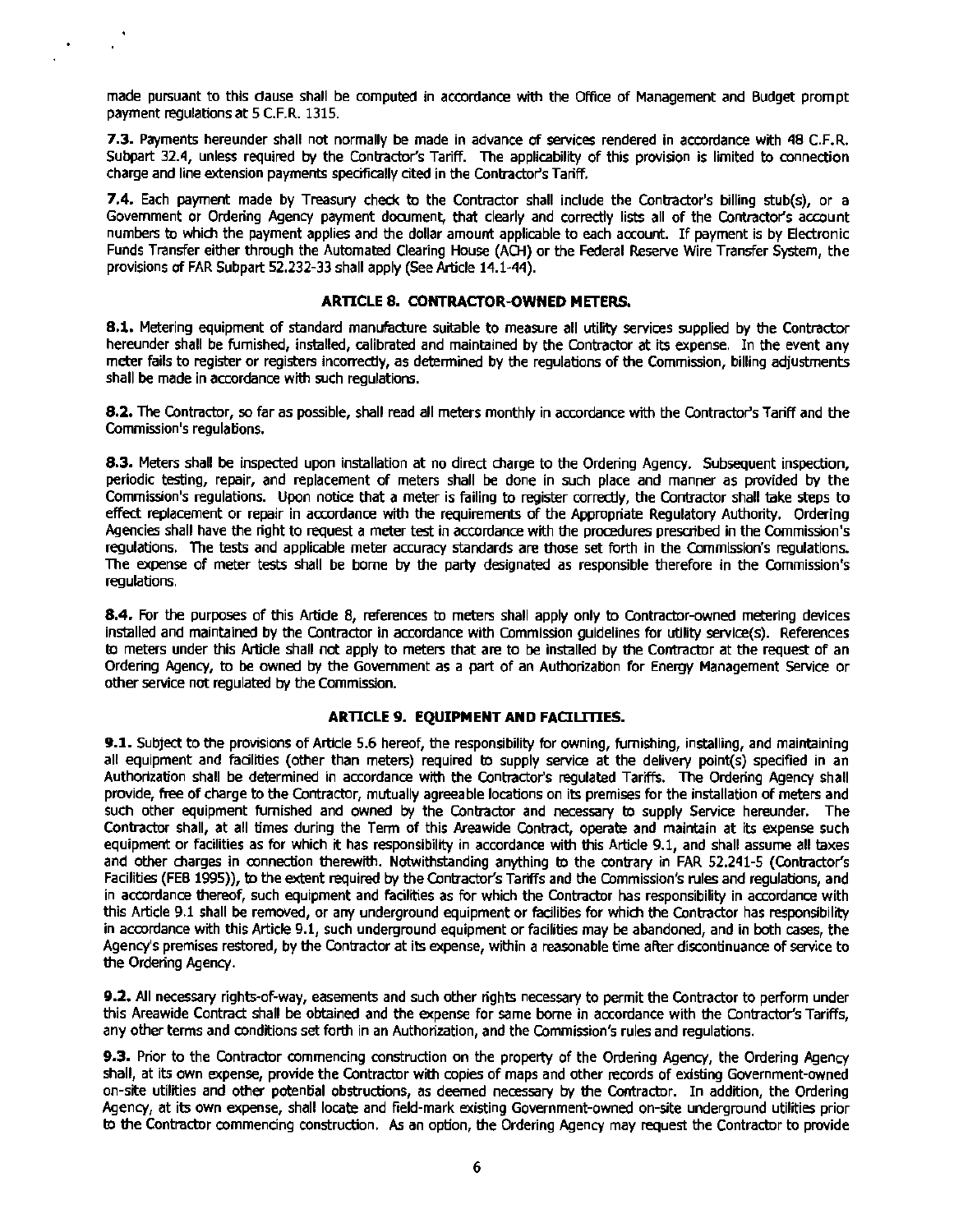made pursuant to this clause shall be computed in accordance with the Office of Management and Budget prompt payment regulations at 5 C.F.R. 1315.

**7.3.** Payments hereunder shall not normally be made in advance of services rendered in accordance with 48 C.F.R. Subpart 32.4, unless required by the Contractor's Tariff. The applicability of this provision is limited to connection charge and line extension payments specifically cited in the Contractor's Tariff.

**7.4.** Each payment made by Treasury check to the Contractor shall include the Contractor's billing stub(s), or a Government or Ordering Agency payment document, that clearly and correctly lists all of the Contractor's account numbers to which the payment applies and the dollar amount applicable to each account. If payment is by Electronic Funds Transfer either through the Automated Clearing House (ACH) or the Federal Reserve Wire Transfer System, the provisions of FAR Subpart 52.232-33 shall apply (See Article 14.1-44).

## ARTICLE 8. CONTRACTOR-OWNED METERS.

**8.1.** Metering equipment of standard manufacture suitable to measure all utility services supplied by the Contractor hereunder shall be furnished, installed, calibrated and maintained by the Contractor at its expense. In the event any meter fails to register or registers incorrectly, as determined by the regulations of the Commission, billing adjustments shall be made in accordance with such regulations.

**8.2.** The Contractor, so far as possible, shall read all meters monthly in accordance with the Contractor's Tariff and the Commission's regulations.

**8.3.** Meters shall be inspected upon installation at no direct charge to the Ordering Agency. Subsequent inspection, periodic testing, repair, and replacement of meters shall be done in such place and manner as provided by the Commission's regulations. Upon notice that a meter is failing to register correctly, the Contractor shall take steps to effect replacement or repair in accordance with the requirements of the Appropriate Regulatory Authority. Ordering Agencies shall have the right to request a meter test in accordance with the procedures prescribed in the Commission's regulations. The tests and applicable meter accuracy standards are those set forth in the Commission's regulations. The expense of meter tests shall be borne by the party designated as responsible therefore in the Commission's regulations.

**8.4.** For the purposes of this Article 8, references to meters shall apply only to Contractor-owned metering devices installed and maintained by the Contractor in accordance with Commission guidelines for utility service(s). References to meters under this Article shall not apply to meters that are to be installed by the Contractor at the request of an Ordering Agency, to be owned by the Government as a part of an Authorization for Energy Management Service or other service not regulated by the Commission.

## ARTICLE 9. EQUIPMENT AND FACILITIES.

**9.1.** Subject to the provisions of Article 5.6 hereof, the responsibility for owning, furnishing, installing, and maintaining all equipment and facilities (other than meters) required to supply service at the delivery point(s) specified in an Authorization shall be determined in accordance with the Contractor's regulated Tariffs. The Ordering Agency shall provide, free of charge to the Contractor, mutually agreeable locations on its premises for the installation of meters and such other equipment furnished and owned by the Contractor and necessary to supply Service hereunder. The Contractor shall, at all times during the Term of this Areawide Contract, operate and maintain at its expense such equipment or facilities as for which it has responsibility in accordance with this Article 9.1, and shall assume all taxes and other charges in connection therewith. Notwithstanding anything to the contrary in FAR 52.241-5 (Contractor's Facilities (FEB 1995)), to the extent required by the Contractor's Tariffs and the Commission's rules and regulations, and in accordance thereof, such equipment and facilities as for which the Contractor has responsibility in accordance with this Article 9.1 shall be removed, or any underground equipment or facilities for which the Contractor has responsibility in accordance with this Article 9.1, such underground equipment or facilities may be abandoned, and in both cases, the Agency's premises restored, by the Contractor at its expense, within a reasonable time after discontinuance of service to the Ordering Agency.

**9.2.** All necessary rights-of-way, easements and such other rights necessary to permit the Contractor to perform under this Areawide Contract shall be obtained and the expense for same borne in accordance with the Contractor's Tariffs, any other terms and conditions set forth in an Authorization, and the Commission's rules and regulations.

**9.3.** Prior to the Contractor commencing construction on the property of the Ordering Agency, the Ordering Agency shall, at its own expense, provide the Contractor with copies of maps and other records of existing Government-owned on-site utilities and other potential obstructions, as deemed necessary by the Contractor. In addition, the Ordering Agency, at its own expense, shall locate and field-mark existing Government-owned on-site underground utilities prior to the Contractor commencing construction. As an option, the Ordering Agency may request the Contractor to provide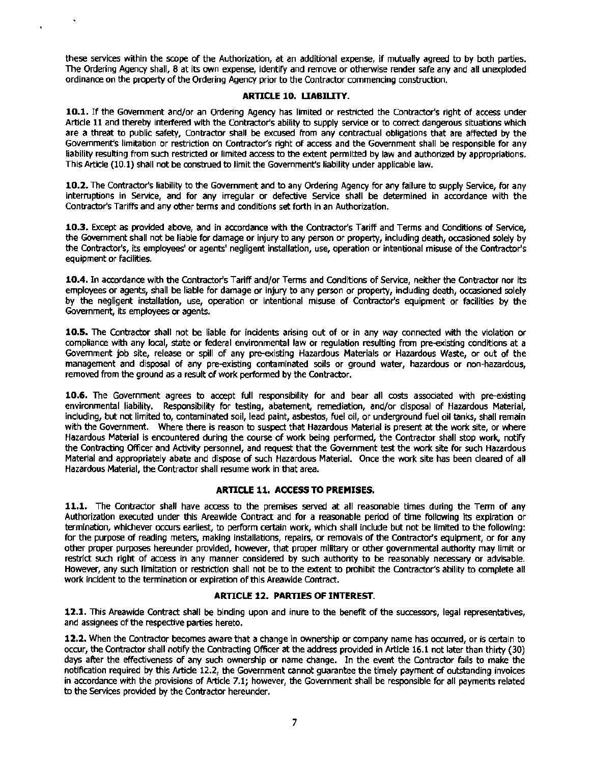these services within the scope of the Authorization, at an additional expense, if mutually agreed to by both parties. The Ordering Agency shall, 8 at its own expense, identify and remove or otherwise render safe any and all unexploded ordinance on the property of the Ordering Agency prior to the Contractor commencing construction.

### ARTICLE 10. LIABILITY.

**10.1.** If the Government and/or an Ordering Agency has limited or restricted the Contractor's right of access under Article 11 and thereby interfered with the Contractor's ability to supply service or to correct dangerous situations which are a threat to public safety, Contractor shall be excused from any contractual obligations that are affected by the Government's limitation or restriction on Contractor's right of access and the Government shall be responsible for any liability resulting from such restricted or limited access to the extent permitted by law and authorized by appropriations. This Article (10.1) shall not be construed to limit the Government's liability under applicable law.

**10.2.** The Contractor's liability to the Government and to any Ordering Agency for any failure to supply Service, for any interruptions in Service, and for any irregular or defective Service shall be determined in accordance with the Contractor's Tariffs and any other terms and conditions set forth in an Authorization.

**10.3.** Except as provided above, and in accordance with the Contractor's Tariff and Terms and Conditions of Service, the Government shall not be liable for damage or injury to any person or property, including death, occasioned solely by the Contractor's, its employees' or agents' negligent installation, use, operation or intentional misuse of the Contractor's equipment or facilities.

**10.4.** In accordance with the Contractor's Tariff and/or Terms and Conditions of Service, neither the Contractor nor its employees or agents, shall be liable for damage or injury to any person or property, including death, occasioned solely by the negligent installation, use, operation or intentional misuse of Contractor's equipment or facilities by the Government, its employees or agents.

**10.5.** The Contractor shall not be liable for incidents arising out of or in any way connected with the violation or compliance with any local, state or federal environmental law or regulation resulting from pre-existing conditions at a Government job site, release or spill of any pre-existing Hazardous Materials or Hazardous Waste, or out of the management and disposal of any pre-existing contaminated soils or ground water, hazardous or non-hazardous, removed from the ground as a result of work performed by the Contractor.

**10.6.** The Government agrees to accept full responsibility for and bear all costs associated with pre-existing environmental liability. Responsibility for testing, abatement, remediation, and/or disposal of Hazardous Material, including, but not limited to, contaminated soil, lead paint, asbestos, fuel oil, or underground fuel oil tanks, shall remain with the Government. Where there is reason to suspect that Hazardous Material is present at the work site, or where Hazardous Material is encountered during the course of work being performed, the Contractor shall stop work, notify the Contracting Officer and Activity personnel, and request that the Government test the work site for such Hazardous Material and appropriately abate and dispose of such Hazardous Material. Once the work site has been cleared of all Hazardous Material, the Contractor shall resume work in that area.

### ARTICLE 11. ACCESS TO PREMISES.

**11.1.** The Contractor shall have access to the premises served at all reasonable times during the Term of any Authorization executed under this Areawide Contract and for a reasonable period of time following its expiration or termination, whichever occurs earliest, to perform certain work, which shall include but not be limited to the following: for the purpose of reading meters, making installations, repairs, or removals of the Contractor's equipment, or for any other proper purposes hereunder provided, however, that proper military or other governmental authority may limit or restrict such right of access in any manner considered by such authority to be reasonably necessary or advisable. However, any such limitation or restriction shall not be to the extent to prohibit the Contractor's ability to complete all work incident to the termination or expiration of this Areawide Contract.

### ARTICLE 12. PARTIES OF INTEREST.

**12.1.** This Areawide Contract shall be binding upon and inure to the benefit of the successors, legal representatives, and assignees of the respective parties hereto.

**12.2.** When the Contractor becomes aware that a change in ownership or company name has occurred, or is certain to occur, the Contractor shall notify the Contracting Officer at the address provided in Article 16.1 not later than thirty (30) days after the effectiveness of any such ownership or name change. In the event the Contractor fails to make the notification required by this Article 12.2, the Government cannot guarantee the timely payment of outstanding invoices in accordance with the provisions of Article 7.1; however, the Government shall be responsible for all payments related to the Services provided by the Contractor hereunder.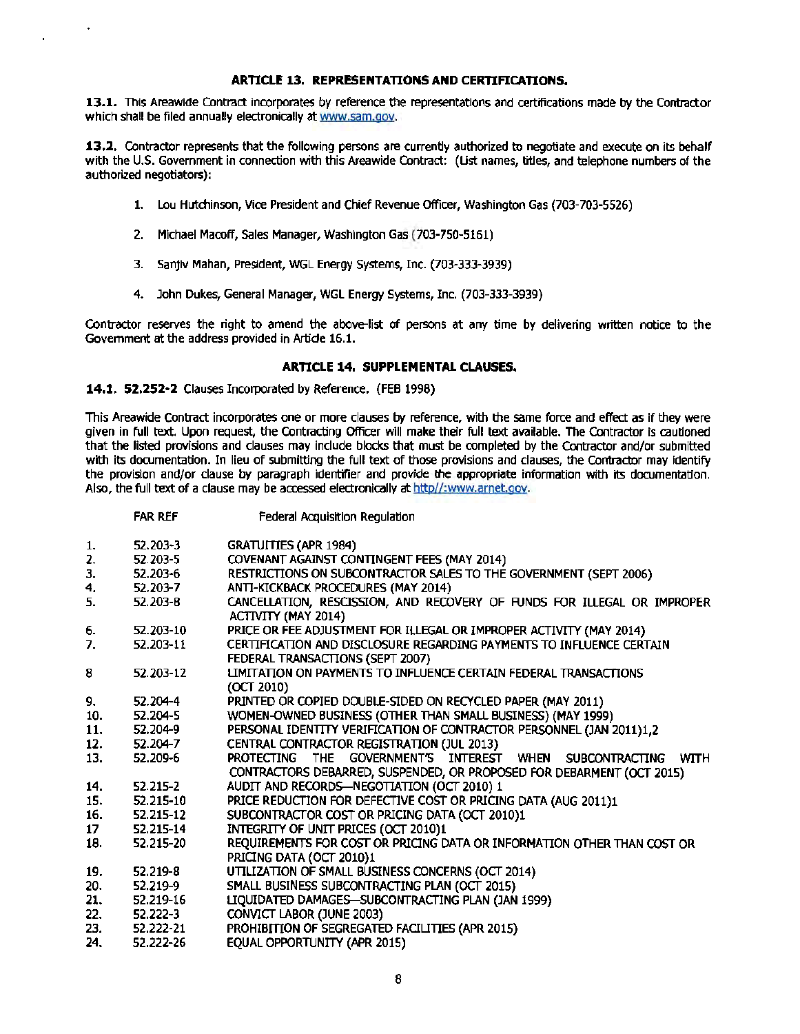### ARTICLE 13. REPRESENTATIONS AND CERTIFICATIONS.

**13.1.** This Areawide Contract incorporates by reference the representations and certifications made by the Contractor which shall be filed annually electronically at www.sam.gov.

**13.2.** Contractor represents that the following persons are currently authorized to negotiate and execute on its behalf with the U.S. Government in connection with this Areawide Contract: (List names, titles, and telephone numbers of the authorized negotiators):

1. Lou Hutchinson, Vice President and Chief Revenue Officer, Washington Gas (703-703-5526)

2. Michael Macoff, Sales Manager, Washington Gas (703-750-5161)

3. Sanjiv Mahan, President, WGL Energy Systems, Inc. (703-333-3939)

4. John Dukes, General Manager, WGL Energy Systems, Inc. (703-333-3939)

Contractor reserves the right to amend the above-list of persons at any time by delivering written notice to the Government at the address provided in Article 16.1.

### ARTICLE 14. SUPPLEMENTAL CLAUSES.

**14.1. 52.252-2** Clauses Incorporated by Reference. (FEB 1998)

This Areawide Contract incorporates one or more clauses by reference, with the same force and effect as if they were given in full text. Upon request, the Contracting Officer will make their full text available. The Contractor is cautioned that the listed provisions and clauses may include blocks that must be completed by the Contractor and/or submitted with its documentation. In lieu of submitting the full text of those provisions and clauses, the Contractor may identify the provision and/or clause by paragraph identifier and provide the appropriate information with its documentation. Also, the full text of a clause may be accessed electronically at http//:www.arnet.gov.

| | FAR REF | Federal Acquisition Regulation |
|---|---|---|
| 1. | 52.203-3 | GRATUITIES (APR 1984) |
| 2. | 52.203-5 | COVENANT AGAINST CONTINGENT FEES (MAY 2014) |
| 3. | 52.203-6 | RESTRICTIONS ON SUBCONTRACTOR SALES TO THE GOVERNMENT (SEPT 2006) |
| 4. | 52.203-7 | ANTI-KICKBACK PROCEDURES (MAY 2014) |
| 5. | 52.203-8 | CANCELLATION, RESCISSION, AND RECOVERY OF FUNDS FOR ILLEGAL OR IMPROPER ACTIVITY (MAY 2014) |
| 6. | 52.203-10 | PRICE OR FEE ADJUSTMENT FOR ILLEGAL OR IMPROPER ACTIVITY (MAY 2014) |
| 7. | 52.203-11 | CERTIFICATION AND DISCLOSURE REGARDING PAYMENTS TO INFLUENCE CERTAIN FEDERAL TRANSACTIONS (SEPT 2007) |
| 8 | 52.203-12 | LIMITATION ON PAYMENTS TO INFLUENCE CERTAIN FEDERAL TRANSACTIONS (OCT 2010) |
| 9. | 52.204-4 | PRINTED OR COPIED DOUBLE-SIDED ON RECYCLED PAPER (MAY 2011) |
| 10. | 52.204-5 | WOMEN-OWNED BUSINESS (OTHER THAN SMALL BUSINESS) (MAY 1999) |
| 11. | 52.204-9 | PERSONAL IDENTITY VERIFICATION OF CONTRACTOR PERSONNEL (JAN 2011)1,2 |
| 12. | 52.204-7 | CENTRAL CONTRACTOR REGISTRATION (JUL 2013) |
| 13. | 52.209-6 | PROTECTING THE GOVERNMENT'S INTEREST WHEN SUBCONTRACTING WITH CONTRACTORS DEBARRED, SUSPENDED, OR PROPOSED FOR DEBARMENT (OCT 2015) |
| 14. | 52.215-2 | AUDIT AND RECORDS—NEGOTIATION (OCT 2010) 1 |
| 15. | 52.215-10 | PRICE REDUCTION FOR DEFECTIVE COST OR PRICING DATA (AUG 2011)1 |
| 16. | 52.215-12 | SUBCONTRACTOR COST OR PRICING DATA (OCT 2010)1 |
| 17 | 52.215-14 | INTEGRITY OF UNIT PRICES (OCT 2010)1 |
| 18. | 52.215-20 | REQUIREMENTS FOR COST OR PRICING DATA OR INFORMATION OTHER THAN COST OR PRICING DATA (OCT 2010)1 |
| 19. | 52.219-8 | UTILIZATION OF SMALL BUSINESS CONCERNS (OCT 2014) |
| 20. | 52.219-9 | SMALL BUSINESS SUBCONTRACTING PLAN (OCT 2015) |
| 21. | 52.219-16 | LIQUIDATED DAMAGES—SUBCONTRACTING PLAN (JAN 1999) |
| 22. | 52.222-3 | CONVICT LABOR (JUNE 2003) |
| 23. | 52.222-21 | PROHIBITION OF SEGREGATED FACILITIES (APR 2015) |
| 24. | 52.222-26 | EQUAL OPPORTUNITY (APR 2015) |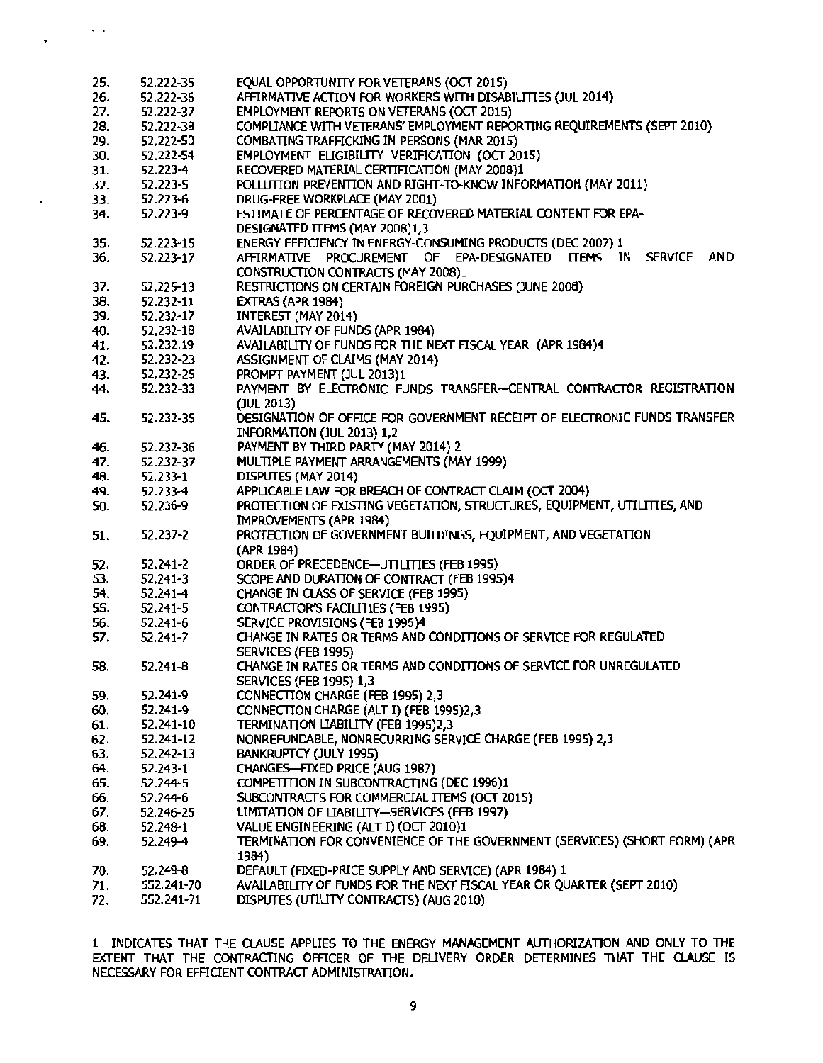25. 52.222-35 EQUAL OPPORTUNITY FOR VETERANS (OCT 2015)
26. 52.222-36 AFFIRMATIVE ACTION FOR WORKERS WITH DISABILITIES (JUL 2014)
27. 52.222-37 EMPLOYMENT REPORTS ON VETERANS (OCT 2015)
28. 52.222-38 COMPLIANCE WITH VETERANS' EMPLOYMENT REPORTING REQUIREMENTS (SEPT 2010)
29. 52.222-50 COMBATING TRAFFICKING IN PERSONS (MAR 2015)
30. 52.222-54 EMPLOYMENT ELIGIBILITY VERIFICATION (OCT 2015)
31. 52.223-4 RECOVERED MATERIAL CERTIFICATION (MAY 2008)1
32. 52.223-5 POLLUTION PREVENTION AND RIGHT-TO-KNOW INFORMATION (MAY 2011)
33. 52.223-6 DRUG-FREE WORKPLACE (MAY 2001)
34. 52.223-9 ESTIMATE OF PERCENTAGE OF RECOVERED MATERIAL CONTENT FOR EPA-DESIGNATED ITEMS (MAY 2008)1,3
35. 52.223-15 ENERGY EFFICIENCY IN ENERGY-CONSUMING PRODUCTS (DEC 2007) 1
36. 52.223-17 AFFIRMATIVE PROCUREMENT OF EPA-DESIGNATED ITEMS IN SERVICE AND CONSTRUCTION CONTRACTS (MAY 2008)1
37. 52.225-13 RESTRICTIONS ON CERTAIN FOREIGN PURCHASES (JUNE 2008)
38. 52.232-11 EXTRAS (APR 1984)
39. 52.232-17 INTEREST (MAY 2014)
40. 52.232-18 AVAILABILITY OF FUNDS (APR 1984)
41. 52.232.19 AVAILABILITY OF FUNDS FOR THE NEXT FISCAL YEAR (APR 1984)4
42. 52.232-23 ASSIGNMENT OF CLAIMS (MAY 2014)
43. 52.232-25 PROMPT PAYMENT (JUL 2013)1
44. 52.232-33 PAYMENT BY ELECTRONIC FUNDS TRANSFER--CENTRAL CONTRACTOR REGISTRATION (JUL 2013)
45. 52.232-35 DESIGNATION OF OFFICE FOR GOVERNMENT RECEIPT OF ELECTRONIC FUNDS TRANSFER INFORMATION (JUL 2013) 1,2
46. 52.232-36 PAYMENT BY THIRD PARTY (MAY 2014) 2
47. 52.232-37 MULTIPLE PAYMENT ARRANGEMENTS (MAY 1999)
48. 52.233-1 DISPUTES (MAY 2014)
49. 52.233-4 APPLICABLE LAW FOR BREACH OF CONTRACT CLAIM (OCT 2004)
50. 52.236-9 PROTECTION OF EXISTING VEGETATION, STRUCTURES, EQUIPMENT, UTILITIES, AND IMPROVEMENTS (APR 1984)
51. 52.237-2 PROTECTION OF GOVERNMENT BUILDINGS, EQUIPMENT, AND VEGETATION (APR 1984)
52. 52.241-2 ORDER OF PRECEDENCE—UTILITIES (FEB 1995)
53. 52.241-3 SCOPE AND DURATION OF CONTRACT (FEB 1995)4
54. 52.241-4 CHANGE IN CLASS OF SERVICE (FEB 1995)
55. 52.241-5 CONTRACTOR'S FACILITIES (FEB 1995)
56. 52.241-6 SERVICE PROVISIONS (FEB 1995)4
57. 52.241-7 CHANGE IN RATES OR TERMS AND CONDITIONS OF SERVICE FOR REGULATED SERVICES (FEB 1995)
58. 52.241-8 CHANGE IN RATES OR TERMS AND CONDITIONS OF SERVICE FOR UNREGULATED SERVICES (FEB 1995) 1,3
59. 52.241-9 CONNECTION CHARGE (FEB 1995) 2,3
60. 52.241-9 CONNECTION CHARGE (ALT I) (FEB 1995)2,3
61. 52.241-10 TERMINATION LIABILITY (FEB 1995)2,3
62. 52.241-12 NONREFUNDABLE, NONRECURRING SERVICE CHARGE (FEB 1995) 2,3
63. 52.242-13 BANKRUPTCY (JULY 1995)
64. 52.243-1 CHANGES—FIXED PRICE (AUG 1987)
65. 52.244-5 COMPETITION IN SUBCONTRACTING (DEC 1996)1
66. 52.244-6 SUBCONTRACTS FOR COMMERCIAL ITEMS (OCT 2015)
67. 52.246-25 LIMITATION OF LIABILITY—SERVICES (FEB 1997)
68. 52.248-1 VALUE ENGINEERING (ALT I) (OCT 2010)1
69. 52.249-4 TERMINATION FOR CONVENIENCE OF THE GOVERNMENT (SERVICES) (SHORT FORM) (APR 1984)
70. 52.249-8 DEFAULT (FIXED-PRICE SUPPLY AND SERVICE) (APR 1984) 1
71. 552.241-70 AVAILABILITY OF FUNDS FOR THE NEXT FISCAL YEAR OR QUARTER (SEPT 2010)
72. 552.241-71 DISPUTES (UTILITY CONTRACTS) (AUG 2010)

1 INDICATES THAT THE CLAUSE APPLIES TO THE ENERGY MANAGEMENT AUTHORIZATION AND ONLY TO THE EXTENT THAT THE CONTRACTING OFFICER OF THE DELIVERY ORDER DETERMINES THAT THE CLAUSE IS NECESSARY FOR EFFICIENT CONTRACT ADMINISTRATION.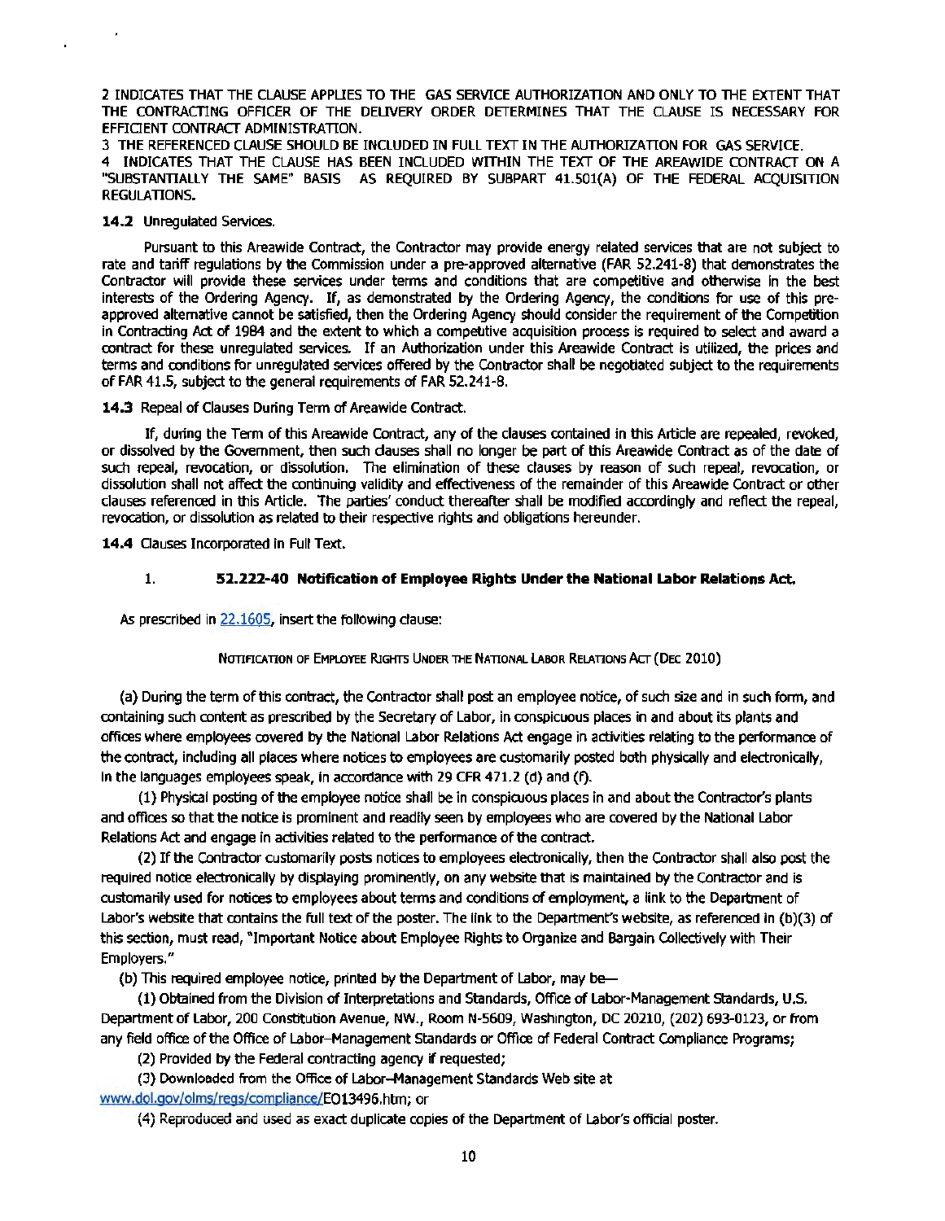2 INDICATES THAT THE CLAUSE APPLIES TO THE GAS SERVICE AUTHORIZATION AND ONLY TO THE EXTENT THAT THE CONTRACTING OFFICER OF THE DELIVERY ORDER DETERMINES THAT THE CLAUSE IS NECESSARY FOR EFFICIENT CONTRACT ADMINISTRATION.

3 THE REFERENCED CLAUSE SHOULD BE INCLUDED IN FULL TEXT IN THE AUTHORIZATION FOR GAS SERVICE.

4 INDICATES THAT THE CLAUSE HAS BEEN INCLUDED WITHIN THE TEXT OF THE AREAWIDE CONTRACT ON A "SUBSTANTIALLY THE SAME" BASIS AS REQUIRED BY SUBPART 41.501(A) OF THE FEDERAL ACQUISITION REGULATIONS.

**14.2** Unregulated Services.

Pursuant to this Areawide Contract, the Contractor may provide energy related services that are not subject to rate and tariff regulations by the Commission under a pre-approved alternative (FAR 52.241-8) that demonstrates the Contractor will provide these services under terms and conditions that are competitive and otherwise in the best interests of the Ordering Agency. If, as demonstrated by the Ordering Agency, the conditions for use of this pre-approved alternative cannot be satisfied, then the Ordering Agency should consider the requirement of the Competition in Contracting Act of 1984 and the extent to which a competitive acquisition process is required to select and award a contract for these unregulated services. If an Authorization under this Areawide Contract is utilized, the prices and terms and conditions for unregulated services offered by the Contractor shall be negotiated subject to the requirements of FAR 41.5, subject to the general requirements of FAR 52.241-8.

**14.3** Repeal of Clauses During Term of Areawide Contract.

If, during the Term of this Areawide Contract, any of the clauses contained in this Article are repealed, revoked, or dissolved by the Government, then such clauses shall no longer be part of this Areawide Contract as of the date of such repeal, revocation, or dissolution. The elimination of these clauses by reason of such repeal, revocation, or dissolution shall not affect the continuing validity and effectiveness of the remainder of this Areawide Contract or other clauses referenced in this Article. The parties' conduct thereafter shall be modified accordingly and reflect the repeal, revocation, or dissolution as related to their respective rights and obligations hereunder.

**14.4** Clauses Incorporated in Full Text.

1. **52.222-40 Notification of Employee Rights Under the National Labor Relations Act.**

As prescribed in 22.1605, insert the following clause:

NOTIFICATION OF EMPLOYEE RIGHTS UNDER THE NATIONAL LABOR RELATIONS ACT (DEC 2010)

(a) During the term of this contract, the Contractor shall post an employee notice, of such size and in such form, and containing such content as prescribed by the Secretary of Labor, in conspicuous places in and about its plants and offices where employees covered by the National Labor Relations Act engage in activities relating to the performance of the contract, including all places where notices to employees are customarily posted both physically and electronically, in the languages employees speak, in accordance with 29 CFR 471.2 (d) and (f).

(1) Physical posting of the employee notice shall be in conspicuous places in and about the Contractor's plants and offices so that the notice is prominent and readily seen by employees who are covered by the National Labor Relations Act and engage in activities related to the performance of the contract.

(2) If the Contractor customarily posts notices to employees electronically, then the Contractor shall also post the required notice electronically by displaying prominently, on any website that is maintained by the Contractor and is customarily used for notices to employees about terms and conditions of employment, a link to the Department of Labor's website that contains the full text of the poster. The link to the Department's website, as referenced in (b)(3) of this section, must read, "Important Notice about Employee Rights to Organize and Bargain Collectively with Their Employers."

(b) This required employee notice, printed by the Department of Labor, may be—

(1) Obtained from the Division of Interpretations and Standards, Office of Labor-Management Standards, U.S. Department of Labor, 200 Constitution Avenue, NW., Room N-5609, Washington, DC 20210, (202) 693-0123, or from any field office of the Office of Labor-Management Standards or Office of Federal Contract Compliance Programs;

(2) Provided by the Federal contracting agency if requested;

(3) Downloaded from the Office of Labor-Management Standards Web site at www.dol.gov/olms/regs/compliance/EO13496.htm; or

(4) Reproduced and used as exact duplicate copies of the Department of Labor's official poster.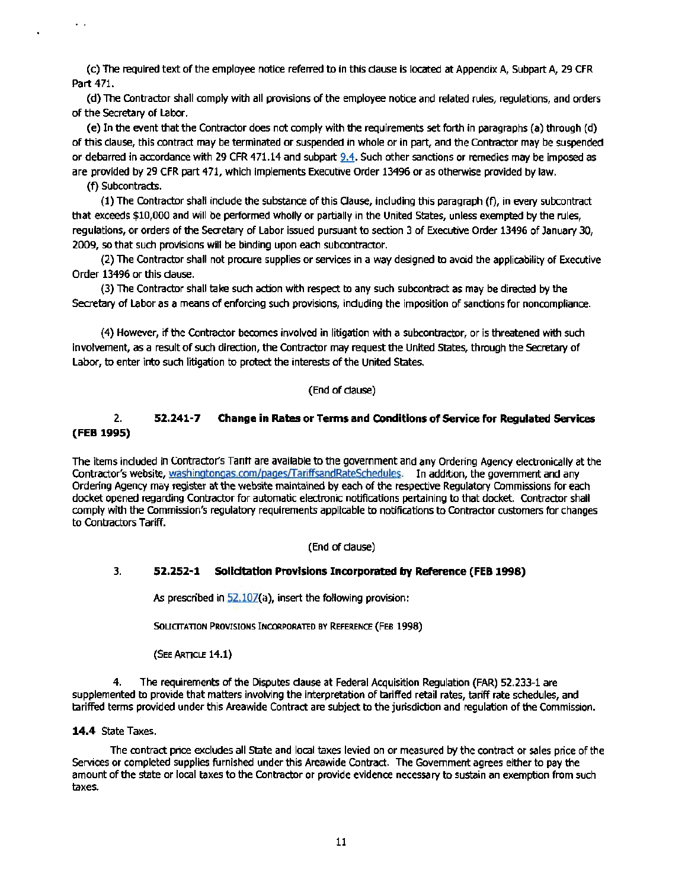(c) The required text of the employee notice referred to in this clause is located at Appendix A, Subpart A, 29 CFR Part 471.

(d) The Contractor shall comply with all provisions of the employee notice and related rules, regulations, and orders of the Secretary of Labor.

(e) In the event that the Contractor does not comply with the requirements set forth in paragraphs (a) through (d) of this clause, this contract may be terminated or suspended in whole or in part, and the Contractor may be suspended or debarred in accordance with 29 CFR 471.14 and subpart 9.4. Such other sanctions or remedies may be imposed as are provided by 29 CFR part 471, which implements Executive Order 13496 or as otherwise provided by law.

(f) Subcontracts.

(1) The Contractor shall include the substance of this Clause, including this paragraph (f), in every subcontract that exceeds $10,000 and will be performed wholly or partially in the United States, unless exempted by the rules, regulations, or orders of the Secretary of Labor issued pursuant to section 3 of Executive Order 13496 of January 30, 2009, so that such provisions will be binding upon each subcontractor.

(2) The Contractor shall not procure supplies or services in a way designed to avoid the applicability of Executive Order 13496 or this clause.

(3) The Contractor shall take such action with respect to any such subcontract as may be directed by the Secretary of Labor as a means of enforcing such provisions, including the imposition of sanctions for noncompliance.

(4) However, if the Contractor becomes involved in litigation with a subcontractor, or is threatened with such involvement, as a result of such direction, the Contractor may request the United States, through the Secretary of Labor, to enter into such litigation to protect the interests of the United States.

(End of clause)

2. **52.241-7 Change in Rates or Terms and Conditions of Service for Regulated Services (FEB 1995)**

The items included in Contractor's Tariff are available to the government and any Ordering Agency electronically at the Contractor's website, washingtongas.com/pages/TariffsandRateSchedules. In addition, the government and any Ordering Agency may register at the website maintained by each of the respective Regulatory Commissions for each docket opened regarding Contractor for automatic electronic notifications pertaining to that docket. Contractor shall comply with the Commission's regulatory requirements applicable to notifications to Contractor customers for changes to Contractors Tariff.

(End of clause)

3. **52.252-1 Solicitation Provisions Incorporated by Reference (FEB 1998)**

As prescribed in 52.107(a), insert the following provision:

SOLICITATION PROVISIONS INCORPORATED BY REFERENCE (FEB 1998)

(SEE ARTICLE 14.1)

4. The requirements of the Disputes clause at Federal Acquisition Regulation (FAR) 52.233-1 are supplemented to provide that matters involving the interpretation of tariffed retail rates, tariff rate schedules, and tariffed terms provided under this Areawide Contract are subject to the jurisdiction and regulation of the Commission.

**14.4** State Taxes.

The contract price excludes all State and local taxes levied on or measured by the contract or sales price of the Services or completed supplies furnished under this Areawide Contract. The Government agrees either to pay the amount of the state or local taxes to the Contractor or provide evidence necessary to sustain an exemption from such taxes.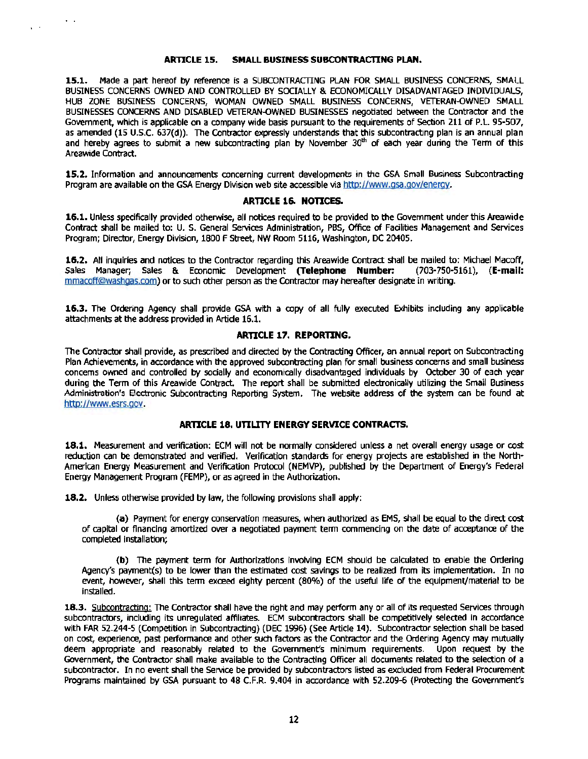### ARTICLE 15. SMALL BUSINESS SUBCONTRACTING PLAN.

**15.1.** Made a part hereof by reference is a SUBCONTRACTING PLAN FOR SMALL BUSINESS CONCERNS, SMALL BUSINESS CONCERNS OWNED AND CONTROLLED BY SOCIALLY & ECONOMICALLY DISADVANTAGED INDIVIDUALS, HUB ZONE BUSINESS CONCERNS, WOMAN OWNED SMALL BUSINESS CONCERNS, VETERAN-OWNED SMALL BUSINESSES CONCERNS AND DISABLED VETERAN-OWNED BUSINESSES negotiated between the Contractor and the Government, which is applicable on a company wide basis pursuant to the requirements of Section 211 of P.L. 95-507, as amended (15 U.S.C. 637(d)). The Contractor expressly understands that this subcontracting plan is an annual plan and hereby agrees to submit a new subcontracting plan by November 30th of each year during the Term of this Areawide Contract.

**15.2.** Information and announcements concerning current developments in the GSA Small Business Subcontracting Program are available on the GSA Energy Division web site accessible via http://www.gsa.gov/energy.

### ARTICLE 16. NOTICES.

**16.1.** Unless specifically provided otherwise, all notices required to be provided to the Government under this Areawide Contract shall be mailed to: U. S. General Services Administration, PBS, Office of Facilities Management and Services Program; Director, Energy Division, 1800 F Street, NW Room 5116, Washington, DC 20405.

**16.2.** All inquiries and notices to the Contractor regarding this Areawide Contract shall be mailed to: Michael Macoff, Sales Manager; Sales & Economic Development **(Telephone Number:** (703-750-5161), **(E-mail:** mmacoff@washgas.com) or to such other person as the Contractor may hereafter designate in writing.

**16.3.** The Ordering Agency shall provide GSA with a copy of all fully executed Exhibits including any applicable attachments at the address provided in Article 16.1.

### ARTICLE 17. REPORTING.

The Contractor shall provide, as prescribed and directed by the Contracting Officer, an annual report on Subcontracting Plan Achievements, in accordance with the approved subcontracting plan for small business concerns and small business concerns owned and controlled by socially and economically disadvantaged individuals by October 30 of each year during the Term of this Areawide Contract. The report shall be submitted electronically utilizing the Small Business Administration's Electronic Subcontracting Reporting System. The website address of the system can be found at http://www.esrs.gov.

### ARTICLE 18. UTILITY ENERGY SERVICE CONTRACTS.

**18.1.** Measurement and verification: ECM will not be normally considered unless a net overall energy usage or cost reduction can be demonstrated and verified. Verification standards for energy projects are established in the North-American Energy Measurement and Verification Protocol (NEMVP), published by the Department of Energy's Federal Energy Management Program (FEMP), or as agreed in the Authorization.

**18.2.** Unless otherwise provided by law, the following provisions shall apply:

(a) Payment for energy conservation measures, when authorized as EMS, shall be equal to the direct cost of capital or financing amortized over a negotiated payment term commencing on the date of acceptance of the completed installation;

(b) The payment term for Authorizations involving ECM should be calculated to enable the Ordering Agency's payment(s) to be lower than the estimated cost savings to be realized from its implementation. In no event, however, shall this term exceed eighty percent (80%) of the useful life of the equipment/material to be installed.

**18.3.** Subcontracting: The Contractor shall have the right and may perform any or all of its requested Services through subcontractors, including its unregulated affiliates. ECM subcontractors shall be competitively selected in accordance with FAR 52.244-5 (Competition in Subcontracting) (DEC 1996) (See Article 14). Subcontractor selection shall be based on cost, experience, past performance and other such factors as the Contractor and the Ordering Agency may mutually deem appropriate and reasonably related to the Government's minimum requirements. Upon request by the Government, the Contractor shall make available to the Contracting Officer all documents related to the selection of a subcontractor. In no event shall the Service be provided by subcontractors listed as excluded from Federal Procurement Programs maintained by GSA pursuant to 48 C.F.R. 9.404 in accordance with 52.209-6 (Protecting the Government's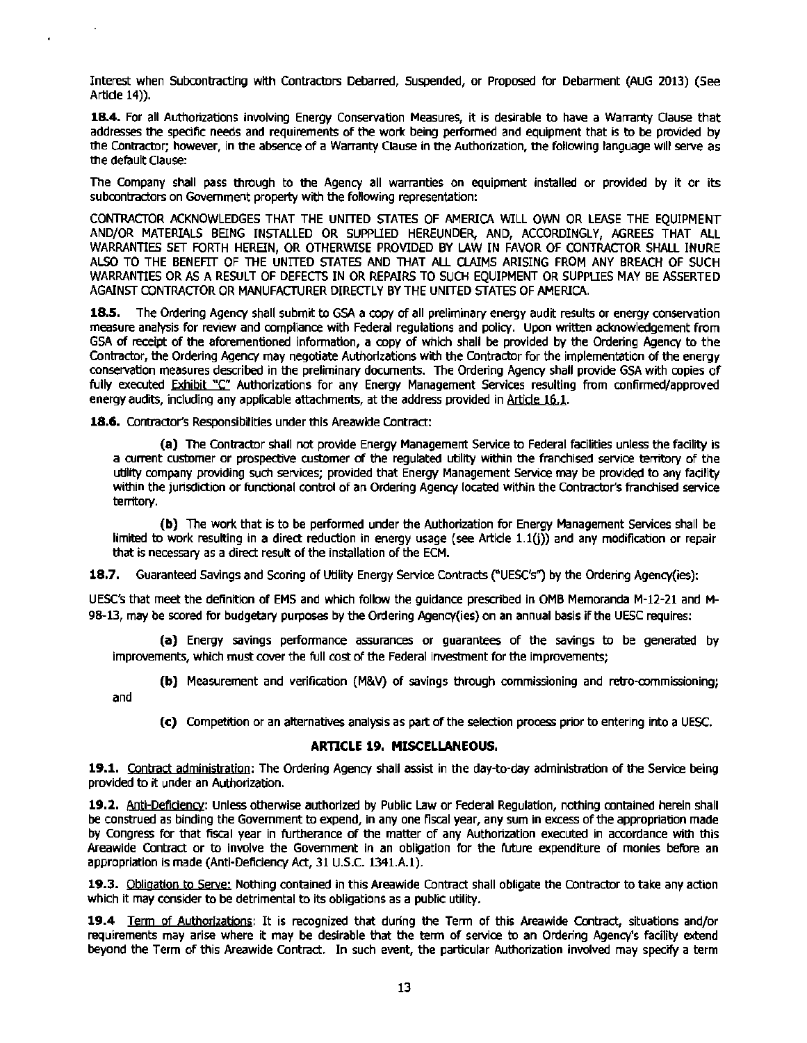Interest when Subcontracting with Contractors Debarred, Suspended, or Proposed for Debarment (AUG 2013) (See Article 14)).

**18.4.** For all Authorizations involving Energy Conservation Measures, it is desirable to have a Warranty Clause that addresses the specific needs and requirements of the work being performed and equipment that is to be provided by the Contractor; however, in the absence of a Warranty Clause in the Authorization, the following language will serve as the default Clause:

The Company shall pass through to the Agency all warranties on equipment installed or provided by it or its subcontractors on Government property with the following representation:

CONTRACTOR ACKNOWLEDGES THAT THE UNITED STATES OF AMERICA WILL OWN OR LEASE THE EQUIPMENT AND/OR MATERIALS BEING INSTALLED OR SUPPLIED HEREUNDER, AND, ACCORDINGLY, AGREES THAT ALL WARRANTIES SET FORTH HEREIN, OR OTHERWISE PROVIDED BY LAW IN FAVOR OF CONTRACTOR SHALL INURE ALSO TO THE BENEFIT OF THE UNITED STATES AND THAT ALL CLAIMS ARISING FROM ANY BREACH OF SUCH WARRANTIES OR AS A RESULT OF DEFECTS IN OR REPAIRS TO SUCH EQUIPMENT OR SUPPLIES MAY BE ASSERTED AGAINST CONTRACTOR OR MANUFACTURER DIRECTLY BY THE UNITED STATES OF AMERICA.

**18.5.** The Ordering Agency shall submit to GSA a copy of all preliminary energy audit results or energy conservation measure analysis for review and compliance with Federal regulations and policy. Upon written acknowledgement from GSA of receipt of the aforementioned information, a copy of which shall be provided by the Ordering Agency to the Contractor, the Ordering Agency may negotiate Authorizations with the Contractor for the implementation of the energy conservation measures described in the preliminary documents. The Ordering Agency shall provide GSA with copies of fully executed Exhibit "C" Authorizations for any Energy Management Services resulting from confirmed/approved energy audits, including any applicable attachments, at the address provided in Article 16.1.

**18.6.** Contractor's Responsibilities under this Areawide Contract:

**(a)** The Contractor shall not provide Energy Management Service to Federal facilities unless the facility is a current customer or prospective customer of the regulated utility within the franchised service territory of the utility company providing such services; provided that Energy Management Service may be provided to any facility within the jurisdiction or functional control of an Ordering Agency located within the Contractor's franchised service territory.

**(b)** The work that is to be performed under the Authorization for Energy Management Services shall be limited to work resulting in a direct reduction in energy usage (see Article 1.1(j)) and any modification or repair that is necessary as a direct result of the installation of the ECM.

**18.7.** Guaranteed Savings and Scoring of Utility Energy Service Contracts ("UESC's") by the Ordering Agency(ies):

UESC's that meet the definition of EMS and which follow the guidance prescribed in OMB Memoranda M-12-21 and M-98-13, may be scored for budgetary purposes by the Ordering Agency(ies) on an annual basis if the UESC requires:

**(a)** Energy savings performance assurances or guarantees of the savings to be generated by improvements, which must cover the full cost of the Federal investment for the improvements;

**(b)** Measurement and verification (M&V) of savings through commissioning and retro-commissioning; and

**(c)** Competition or an alternatives analysis as part of the selection process prior to entering into a UESC.

## ARTICLE 19. MISCELLANEOUS.

**19.1.** Contract administration: The Ordering Agency shall assist in the day-to-day administration of the Service being provided to it under an Authorization.

**19.2.** Anti-Deficiency: Unless otherwise authorized by Public Law or Federal Regulation, nothing contained herein shall be construed as binding the Government to expend, in any one fiscal year, any sum in excess of the appropriation made by Congress for that fiscal year in furtherance of the matter of any Authorization executed in accordance with this Areawide Contract or to involve the Government in an obligation for the future expenditure of monies before an appropriation is made (Anti-Deficiency Act, 31 U.S.C. 1341.A.1).

**19.3.** Obligation to Serve: Nothing contained in this Areawide Contract shall obligate the Contractor to take any action which it may consider to be detrimental to its obligations as a public utility.

**19.4** Term of Authorizations: It is recognized that during the Term of this Areawide Contract, situations and/or requirements may arise where it may be desirable that the term of service to an Ordering Agency's facility extend beyond the Term of this Areawide Contract. In such event, the particular Authorization involved may specify a term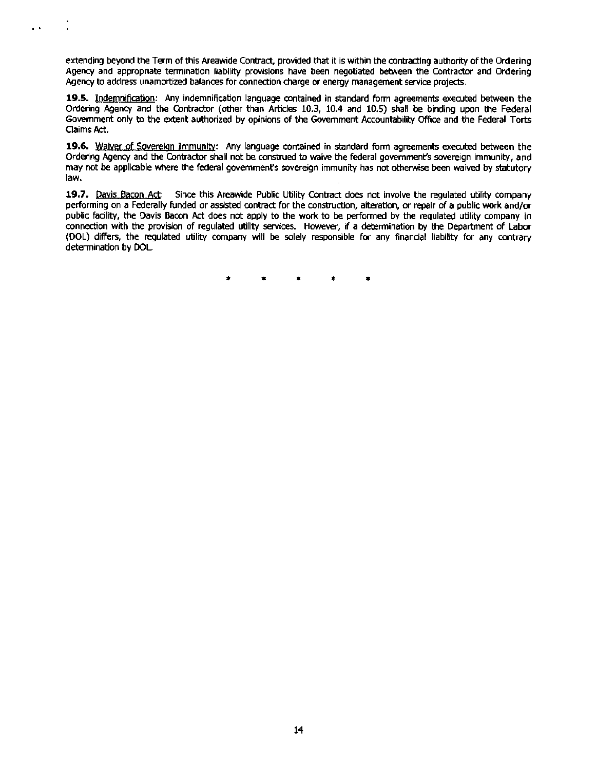extending beyond the Term of this Areawide Contract, provided that it is within the contracting authority of the Ordering Agency and appropriate termination liability provisions have been negotiated between the Contractor and Ordering Agency to address unamortized balances for connection charge or energy management service projects.

**19.5.** Indemnification: Any indemnification language contained in standard form agreements executed between the Ordering Agency and the Contractor (other than Articles 10.3, 10.4 and 10.5) shall be binding upon the Federal Government only to the extent authorized by opinions of the Government Accountability Office and the Federal Torts Claims Act.

**19.6.** Waiver of Sovereign Immunity: Any language contained in standard form agreements executed between the Ordering Agency and the Contractor shall not be construed to waive the federal government's sovereign immunity, and may not be applicable where the federal government's sovereign immunity has not otherwise been waived by statutory law.

**19.7.** Davis Bacon Act: Since this Areawide Public Utility Contract does not involve the regulated utility company performing on a Federally funded or assisted contract for the construction, alteration, or repair of a public work and/or public facility, the Davis Bacon Act does not apply to the work to be performed by the regulated utility company in connection with the provision of regulated utility services. However, if a determination by the Department of Labor (DOL) differs, the regulated utility company will be solely responsible for any financial liability for any contrary determination by DOL.

\* \* \* \* \*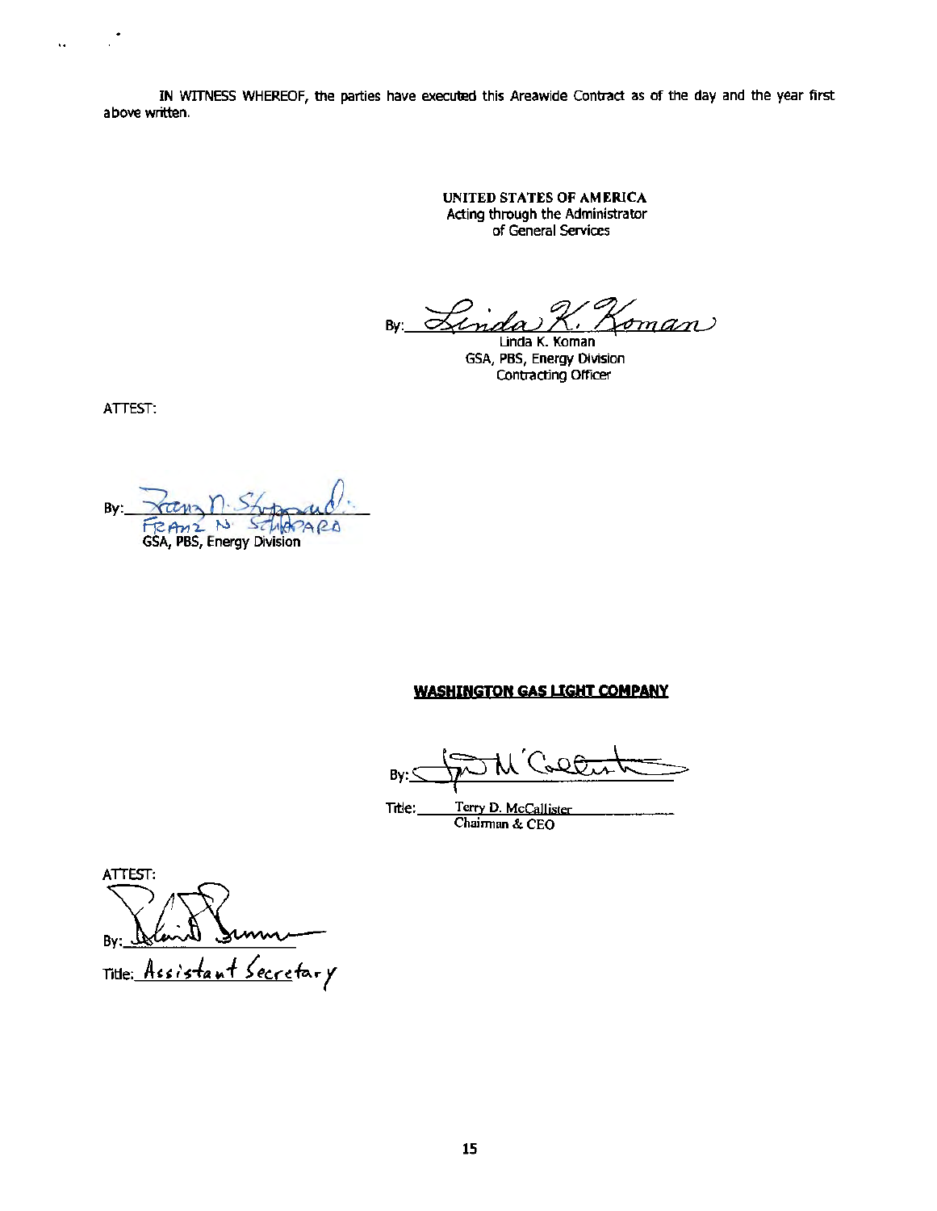IN WITNESS WHEREOF, the parties have executed this Areawide Contract as of the day and the year first above written.

**UNITED STATES OF AMERICA**
Acting through the Administrator
of General Services

By: *Linda K. Koman*
Linda K. Koman
GSA, PBS, Energy Division
Contracting Officer

ATTEST:

By: *Franz N. Sheppard*
FRANZ N. SHEPPARD
GSA, PBS, Energy Division

**WASHINGTON GAS LIGHT COMPANY**

By: *T. D. McCallister*

Title: Terry D. McCallister
Chairman & CEO

ATTEST:

By: *[signature]*

Title: *Assistant Secretary*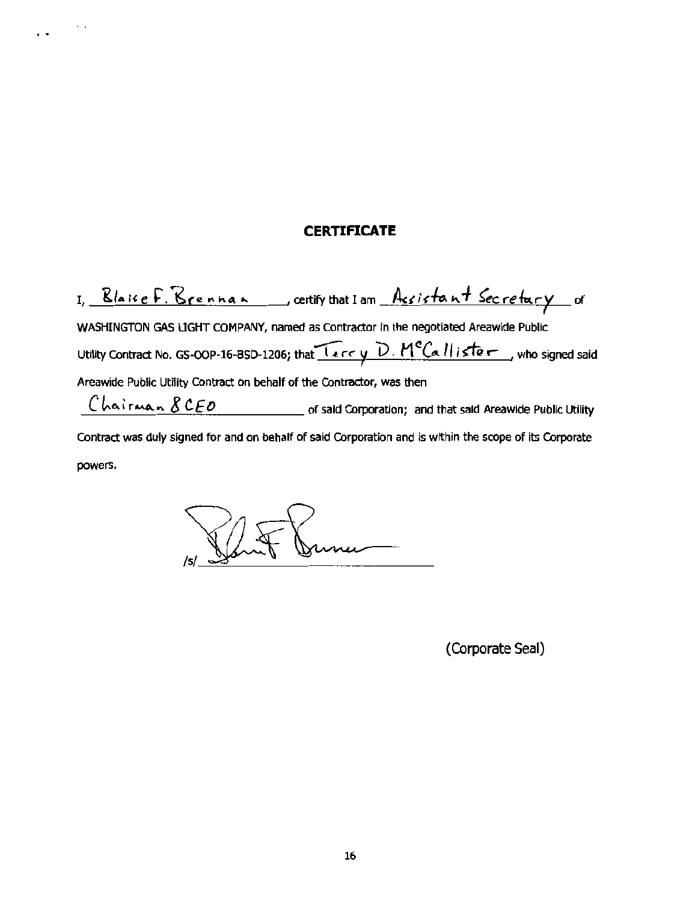# CERTIFICATE

I, Blaise F. Brennan, certify that I am Assistant Secretary of WASHINGTON GAS LIGHT COMPANY, named as Contractor in the negotiated Areawide Public Utility Contract No. GS-OOP-16-BSD-1206; that Terry D. McCallister, who signed said Areawide Public Utility Contract on behalf of the Contractor, was then Chairman & CEO of said Corporation; and that said Areawide Public Utility Contract was duly signed for and on behalf of said Corporation and is within the scope of its Corporate powers.

/s/ ______________________

(Corporate Seal)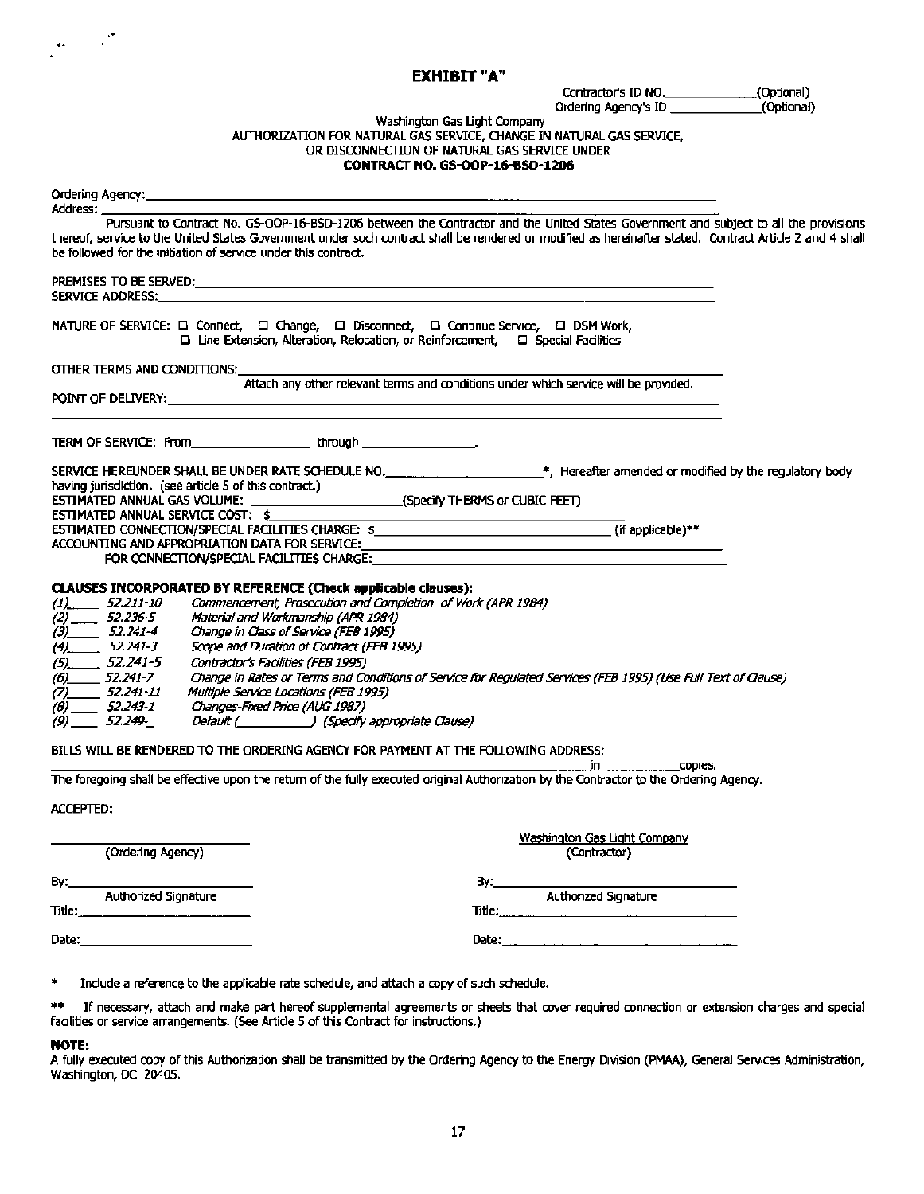# EXHIBIT "A"

Contractor's ID NO.______________(Optional)
Ordering Agency's ID ______________(Optional)

Washington Gas Light Company
AUTHORIZATION FOR NATURAL GAS SERVICE, CHANGE IN NATURAL GAS SERVICE,
OR DISCONNECTION OF NATURAL GAS SERVICE UNDER
**CONTRACT NO. GS-OOP-16-BSD-1206**

Ordering Agency:___________________________________________________________
Address: __________________________________________________________________

Pursuant to Contract No. GS-OOP-16-BSD-1206 between the Contractor and the United States Government and subject to all the provisions thereof, service to the United States Government under such contract shall be rendered or modified as hereinafter stated. Contract Article 2 and 4 shall be followed for the initiation of service under this contract.

PREMISES TO BE SERVED:___________________________________________________
SERVICE ADDRESS:_________________________________________________________

NATURE OF SERVICE: ☐ Connect, ☐ Change, ☐ Disconnect, ☐ Continue Service, ☐ DSM Work,
☐ Line Extension, Alteration, Relocation, or Reinforcement, ☐ Special Facilities

OTHER TERMS AND CONDITIONS:______________________________________________
Attach any other relevant terms and conditions under which service will be provided.

POINT OF DELIVERY:_______________________________________________________

TERM OF SERVICE: From_________________ through ________________.

SERVICE HEREUNDER SHALL BE UNDER RATE SCHEDULE NO.______________________*, Hereafter amended or modified by the regulatory body having jurisdiction. (see article 5 of this contract.)
ESTIMATED ANNUAL GAS VOLUME: ____________________(Specify THERMS or CUBIC FEET)
ESTIMATED ANNUAL SERVICE COST: $__________________________
ESTIMATED CONNECTION/SPECIAL FACILITIES CHARGE: $_______________________ (if applicable)**
ACCOUNTING AND APPROPRIATION DATA FOR SERVICE:_________________________
FOR CONNECTION/SPECIAL FACILITIES CHARGE:_____________________________

**CLAUSES INCORPORATED BY REFERENCE (Check applicable clauses):**

*(1)____ 52.211-10 Commencement, Prosecution and Completion of Work (APR 1984)*
*(2)____ 52.236-5 Material and Workmanship (APR 1984)*
*(3)____ 52.241-4 Change in Class of Service (FEB 1995)*
*(4)____ 52.241-3 Scope and Duration of Contract (FEB 1995)*
*(5)____ 52.241-5 Contractor's Facilities (FEB 1995)*
*(6)____ 52.241-7 Change in Rates or Terms and Conditions of Service for Regulated Services (FEB 1995) (Use Full Text of Clause)*
*(7)____ 52.241-11 Multiple Service Locations (FEB 1995)*
*(8)____ 52.243-1 Changes-Fixed Price (AUG 1987)*
*(9)____ 52.249-_ Default (__________) (Specify appropriate Clause)*

BILLS WILL BE RENDERED TO THE ORDERING AGENCY FOR PAYMENT AT THE FOLLOWING ADDRESS:
__________________________________________________ in ________copies.
The foregoing shall be effective upon the return of the fully executed original Authorization by the Contractor to the Ordering Agency.

ACCEPTED:

| | |
|---|---|
| ______________________ | Washington Gas Light Company |
| (Ordering Agency) | (Contractor) |
| By:___________________ | By:___________________ |
| Authorized Signature | Authorized Signature |
| Title:__________________ | Title:__________________ |
| Date:__________________ | Date:__________________ |

\* Include a reference to the applicable rate schedule, and attach a copy of such schedule.

\*\* If necessary, attach and make part hereof supplemental agreements or sheets that cover required connection or extension charges and special facilities or service arrangements. (See Article 5 of this Contract for instructions.)

**NOTE:**
A fully executed copy of this Authorization shall be transmitted by the Ordering Agency to the Energy Division (PMAA), General Services Administration, Washington, DC 20405.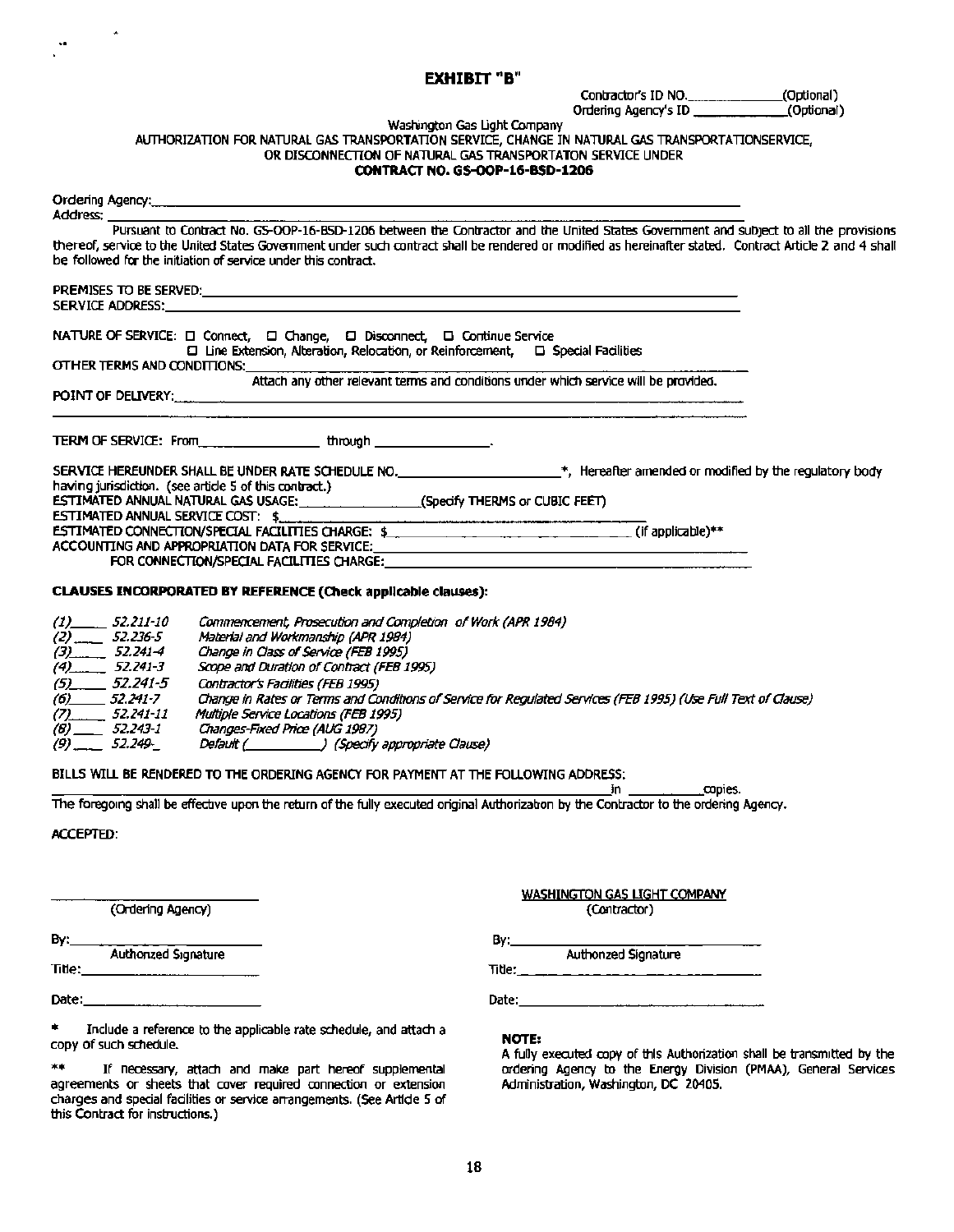# EXHIBIT "B"

Contractor's ID NO.______________(Optional)
Ordering Agency's ID ____________(Optional)

Washington Gas Light Company
AUTHORIZATION FOR NATURAL GAS TRANSPORTATION SERVICE, CHANGE IN NATURAL GAS TRANSPORTATIONSERVICE, OR DISCONNECTION OF NATURAL GAS TRANSPORTATON SERVICE UNDER
**CONTRACT NO. GS-OOP-16-BSD-1206**

Ordering Agency:______________________________________________________________
Address: ______________________________________________________________

Pursuant to Contract No. GS-OOP-16-BSD-1206 between the Contractor and the United States Government and subject to all the provisions thereof, service to the United States Government under such contract shall be rendered or modified as hereinafter stated. Contract Article 2 and 4 shall be followed for the initiation of service under this contract.

PREMISES TO BE SERVED:______________________________________________________________
SERVICE ADDRESS:______________________________________________________________

NATURE OF SERVICE: ☐ Connect, ☐ Change, ☐ Disconnect, ☐ Continue Service
☐ Line Extension, Alteration, Relocation, or Reinforcement, ☐ Special Facilities

OTHER TERMS AND CONDITIONS:______________________________________________________________
Attach any other relevant terms and conditions under which service will be provided.

POINT OF DELIVERY:______________________________________________________________

TERM OF SERVICE: From________________ through ________________.

SERVICE HEREUNDER SHALL BE UNDER RATE SCHEDULE NO.______________________*, Hereafter amended or modified by the regulatory body having jurisdiction. (see article 5 of this contract.)
ESTIMATED ANNUAL NATURAL GAS USAGE:________________(Specify THERMS or CUBIC FEET)
ESTIMATED ANNUAL SERVICE COST: $______________________________________________
ESTIMATED CONNECTION/SPECIAL FACILITIES CHARGE: $______________________________ (If applicable)**
ACCOUNTING AND APPROPRIATION DATA FOR SERVICE:______________________________________________
FOR CONNECTION/SPECIAL FACILITIES CHARGE:______________________________________________

**CLAUSES INCORPORATED BY REFERENCE (Check applicable clauses):**

*(1)____ 52.211-10* *Commencement, Prosecution and Completion of Work (APR 1984)*
*(2)____ 52.236-5* *Material and Workmanship (APR 1984)*
*(3)____ 52.241-4* *Change in Class of Service (FEB 1995)*
*(4)____ 52.241-3* *Scope and Duration of Contract (FEB 1995)*
*(5)____ 52.241-5* *Contractor's Facilities (FEB 1995)*
*(6)____ 52.241-7* *Change in Rates or Terms and Conditions of Service for Regulated Services (FEB 1995) (Use Full Text of Clause)*
*(7)____ 52.241-11* *Multiple Service Locations (FEB 1995)*
*(8)____ 52.243-1* *Changes-Fixed Price (AUG 1987)*
*(9)____ 52.249-_* *Default (__________) (Specify appropriate Clause)*

BILLS WILL BE RENDERED TO THE ORDERING AGENCY FOR PAYMENT AT THE FOLLOWING ADDRESS:
______________________________________________________________in __________copies.

The foregoing shall be effective upon the return of the fully executed original Authorization by the Contractor to the ordering Agency.

ACCEPTED:

________________________
(Ordering Agency)

By:________________________
Authorized Signature

Title:________________________

Date:________________________

WASHINGTON GAS LIGHT COMPANY
(Contractor)

By:________________________
Authorized Signature

Title:________________________

Date:________________________

\* Include a reference to the applicable rate schedule, and attach a copy of such schedule.

\*\* If necessary, attach and make part hereof supplemental agreements or sheets that cover required connection or extension charges and special facilities or service arrangements. (See Article 5 of this Contract for instructions.)

**NOTE:**
A fully executed copy of this Authorization shall be transmitted by the ordering Agency to the Energy Division (PMAA), General Services Administration, Washington, DC 20405.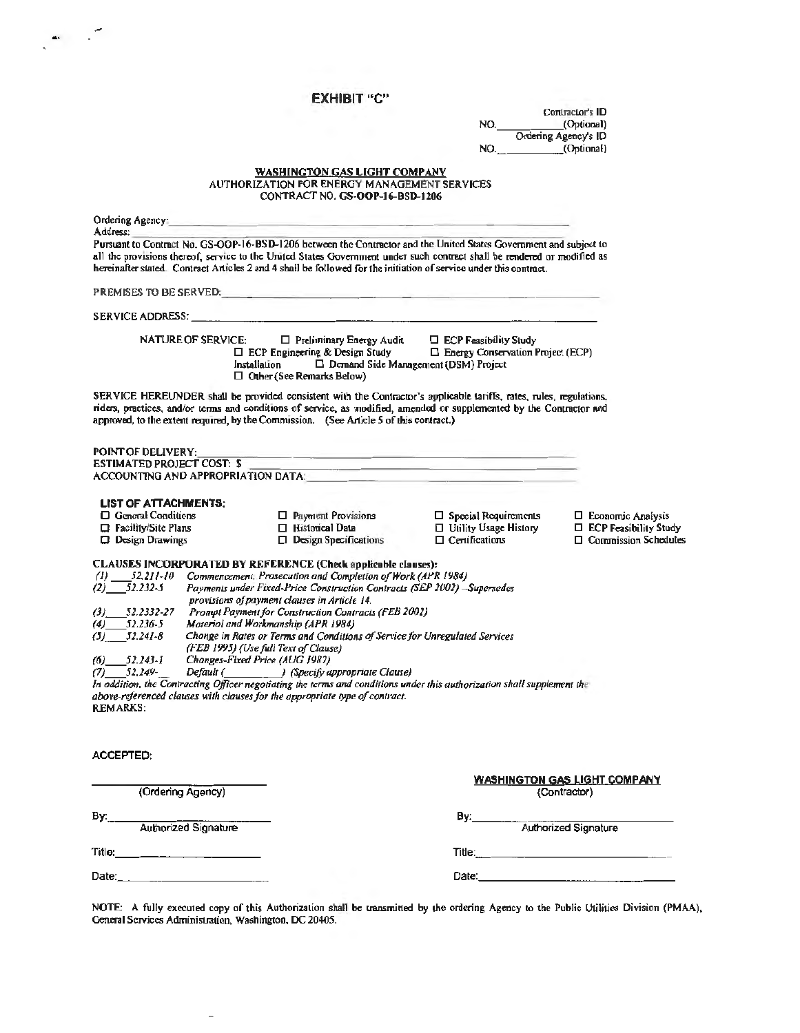# EXHIBIT "C"

Contractor's ID
NO.__________(Optional)
Ordering Agency's ID
NO.__________(Optional)

**WASHINGTON GAS LIGHT COMPANY**
AUTHORIZATION FOR ENERGY MANAGEMENT SERVICES
CONTRACT NO. GS-OOP-16-BSD-1206

Ordering Agency:______________________________________________

Address:______________________________________________

Pursuant to Contract No. GS-OOP-16-BSD-1206 between the Contractor and the United States Government and subject to all the provisions thereof, service to the United States Government under such contract shall be rendered or modified as hereinafter stated. Contract Articles 2 and 4 shall be followed for the initiation of service under this contract.

PREMISES TO BE SERVED:______________________________________________

SERVICE ADDRESS:______________________________________________

NATURE OF SERVICE:
- ☐ Preliminary Energy Audit
- ☐ ECP Feasibility Study
- ☐ ECP Engineering & Design Study
- ☐ Energy Conservation Project (ECP) Installation
- ☐ Demand Side Management (DSM) Project
- ☐ Other (See Remarks Below)

SERVICE HEREUNDER shall be provided consistent with the Contractor's applicable tariffs, rates, rules, regulations, riders, practices, and/or terms and conditions of service, as modified, amended or supplemented by the Contractor and approved, to the extent required, by the Commission. (See Article 5 of this contract.)

POINT OF DELIVERY:______________________________________________

ESTIMATED PROJECT COST: $______________________________________________

ACCOUNTING AND APPROPRIATION DATA:______________________________________________

**LIST OF ATTACHMENTS:**

| | | | |
|---|---|---|---|
| ☐ General Conditions | ☐ Payment Provisions | ☐ Special Requirements | ☐ Economic Analysis |
| ☐ Facility/Site Plans | ☐ Historical Data | ☐ Utility Usage History | ☐ ECP Feasibility Study |
| ☐ Design Drawings | ☐ Design Specifications | ☐ Certifications | ☐ Commission Schedules |

**CLAUSES INCORPORATED BY REFERENCE (Check applicable clauses):**

*(1)* ___*52.211-10* *Commencement, Prosecution and Completion of Work (APR 1984)*
*(2)* ___*52.232-5* *Payments under Fixed-Price Construction Contracts (SEP 2002) –Supersedes provisions of payment clauses in Article 14.*
*(3)* ___*52.2332-27* *Prompt Payment for Construction Contracts (FEB 2002)*
*(4)* ___*52.236-5* *Material and Workmanship (APR 1984)*
*(5)* ___*52.241-8* *Change in Rates or Terms and Conditions of Service for Unregulated Services (FEB 1995) (Use full Text of Clause)*
*(6)* ___*52.243-1* *Changes-Fixed Price (AUG 1987)*
*(7)* ___*52.249-*___ *Default (__________) (Specify appropriate Clause)*

*In addition, the Contracting Officer negotiating the terms and conditions under this authorization shall supplement the above-referenced clauses with clauses for the appropriate type of contract.*

REMARKS:

ACCEPTED:

| | |
|---|---|
| ______________________ (Ordering Agency) | **WASHINGTON GAS LIGHT COMPANY** (Contractor) |
| By:______________________ Authorized Signature | By:______________________ Authorized Signature |
| Title:______________________ | Title:______________________ |
| Date:______________________ | Date:______________________ |

NOTE: A fully executed copy of this Authorization shall be transmitted by the ordering Agency to the Public Utilities Division (PMAA), General Services Administration, Washington, DC 20405.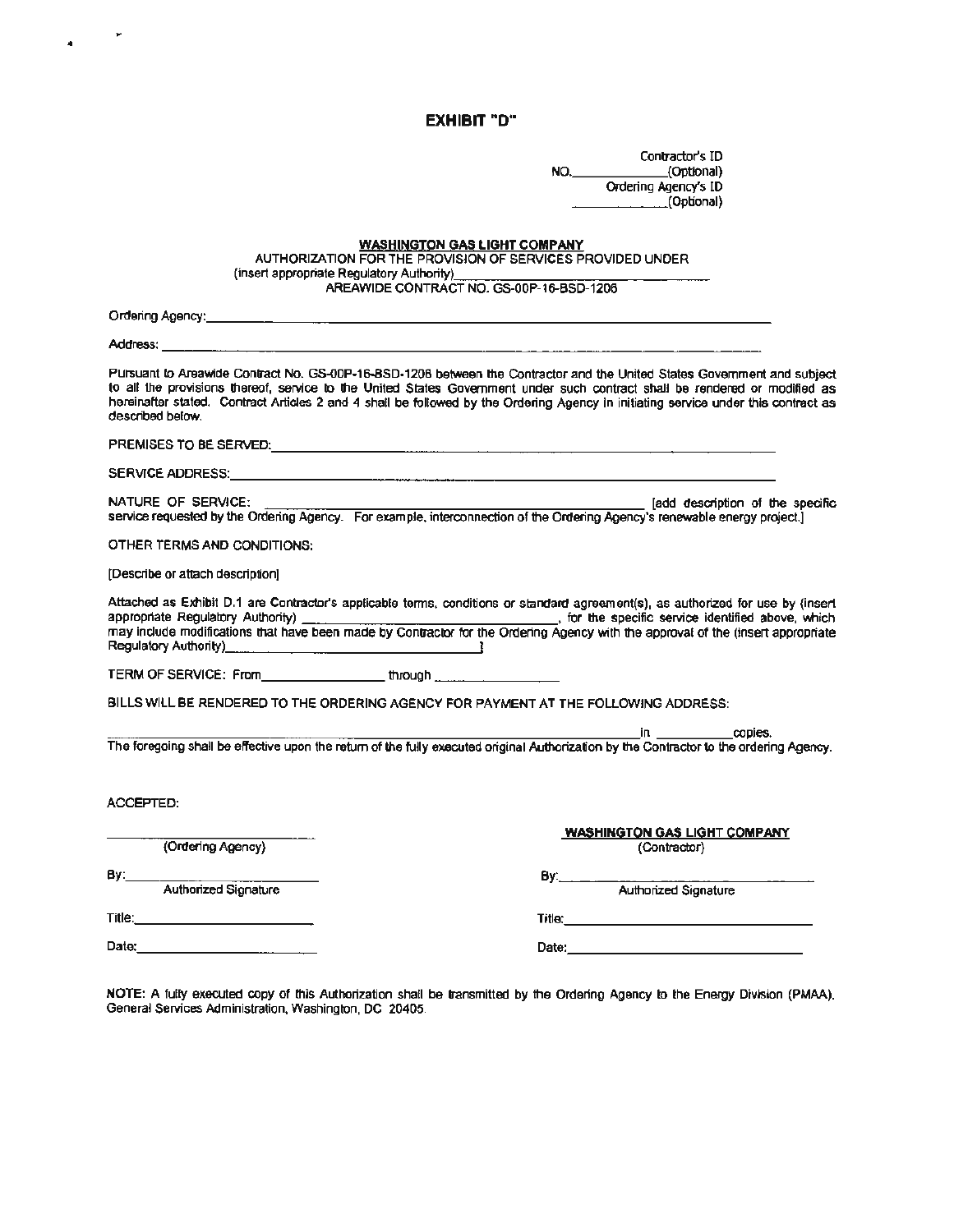# EXHIBIT "D"

Contractor's ID
NO.\_\_\_\_\_\_\_\_\_\_\_\_\_(Optional)
Ordering Agency's ID
\_\_\_\_\_\_\_\_\_\_\_\_(Optional)

**WASHINGTON GAS LIGHT COMPANY**
AUTHORIZATION FOR THE PROVISION OF SERVICES PROVIDED UNDER
(insert appropriate Regulatory Authority)\_\_\_\_\_\_\_\_\_\_\_\_\_\_\_\_\_\_\_\_
AREAWIDE CONTRACT NO. GS-00P-16-BSD-1208

Ordering Agency:\_\_\_\_\_\_\_\_\_\_\_\_\_\_\_\_\_\_\_\_\_\_\_\_\_\_\_\_\_\_\_\_\_\_\_\_\_\_\_\_\_\_\_\_\_\_\_\_

Address: \_\_\_\_\_\_\_\_\_\_\_\_\_\_\_\_\_\_\_\_\_\_\_\_\_\_\_\_\_\_\_\_\_\_\_\_\_\_\_\_\_\_\_\_\_\_\_\_\_\_\_\_\_\_

Pursuant to Areawide Contract No. GS-00P-16-BSD-1208 between the Contractor and the United States Government and subject to all the provisions thereof, service to the United States Government under such contract shall be rendered or modified as hereinafter stated. Contract Articles 2 and 4 shall be followed by the Ordering Agency in initiating service under this contract as described below.

PREMISES TO BE SERVED:\_\_\_\_\_\_\_\_\_\_\_\_\_\_\_\_\_\_\_\_\_\_\_\_\_\_\_\_\_\_\_\_\_\_\_\_\_\_\_\_\_\_\_\_

SERVICE ADDRESS:\_\_\_\_\_\_\_\_\_\_\_\_\_\_\_\_\_\_\_\_\_\_\_\_\_\_\_\_\_\_\_\_\_\_\_\_\_\_\_\_\_\_\_\_\_\_\_\_

NATURE OF SERVICE: \_\_\_\_\_\_\_\_\_\_\_\_\_\_\_\_\_\_\_\_\_\_\_\_\_\_\_\_\_\_\_\_\_\_\_\_\_ [add description of the specific service requested by the Ordering Agency. For example, interconnection of the Ordering Agency's renewable energy project.]

OTHER TERMS AND CONDITIONS:

[Describe or attach description]

Attached as Exhibit D.1 are Contractor's applicable terms, conditions or standard agreement(s), as authorized for use by (insert appropriate Regulatory Authority) \_\_\_\_\_\_\_\_\_\_\_\_\_\_\_\_\_\_\_\_\_\_\_\_\_\_\_\_\_\_\_\_, for the specific service identified above, which may include modifications that have been made by Contractor for the Ordering Agency with the approval of the (insert appropriate Regulatory Authority)\_\_\_\_\_\_\_\_\_\_\_\_\_\_\_\_\_\_\_\_\_\_\_\_\_\_\_\_\_\_\_]

TERM OF SERVICE: From\_\_\_\_\_\_\_\_\_\_\_\_\_\_\_\_ through \_\_\_\_\_\_\_\_\_\_\_\_\_\_\_\_

BILLS WILL BE RENDERED TO THE ORDERING AGENCY FOR PAYMENT AT THE FOLLOWING ADDRESS:

\_\_\_\_\_\_\_\_\_\_\_\_\_\_\_\_\_\_\_\_\_\_\_\_\_\_\_\_\_\_\_\_\_\_\_\_\_\_\_\_\_\_\_\_\_\_\_\_\_\_\_\_\_\_\_\_\_\_\_\_\_ in \_\_\_\_\_\_\_\_\_\_copies.

The foregoing shall be effective upon the return of the fully executed original Authorization by the Contractor to the ordering Agency.

ACCEPTED:

| | |
|---|---|
| \_\_\_\_\_\_\_\_\_\_\_\_\_\_\_\_\_\_\_\_\_\_\_\_ (Ordering Agency) | **WASHINGTON GAS LIGHT COMPANY** (Contractor) |
| By:\_\_\_\_\_\_\_\_\_\_\_\_\_\_\_\_\_\_\_\_ Authorized Signature | By:\_\_\_\_\_\_\_\_\_\_\_\_\_\_\_\_\_\_\_\_ Authorized Signature |
| Title:\_\_\_\_\_\_\_\_\_\_\_\_\_\_\_\_\_\_\_\_ | Title:\_\_\_\_\_\_\_\_\_\_\_\_\_\_\_\_\_\_\_\_ |
| Date:\_\_\_\_\_\_\_\_\_\_\_\_\_\_\_\_\_\_\_\_ | Date:\_\_\_\_\_\_\_\_\_\_\_\_\_\_\_\_\_\_\_\_ |

NOTE: A fully executed copy of this Authorization shall be transmitted by the Ordering Agency to the Energy Division (PMAA), General Services Administration, Washington, DC 20405.